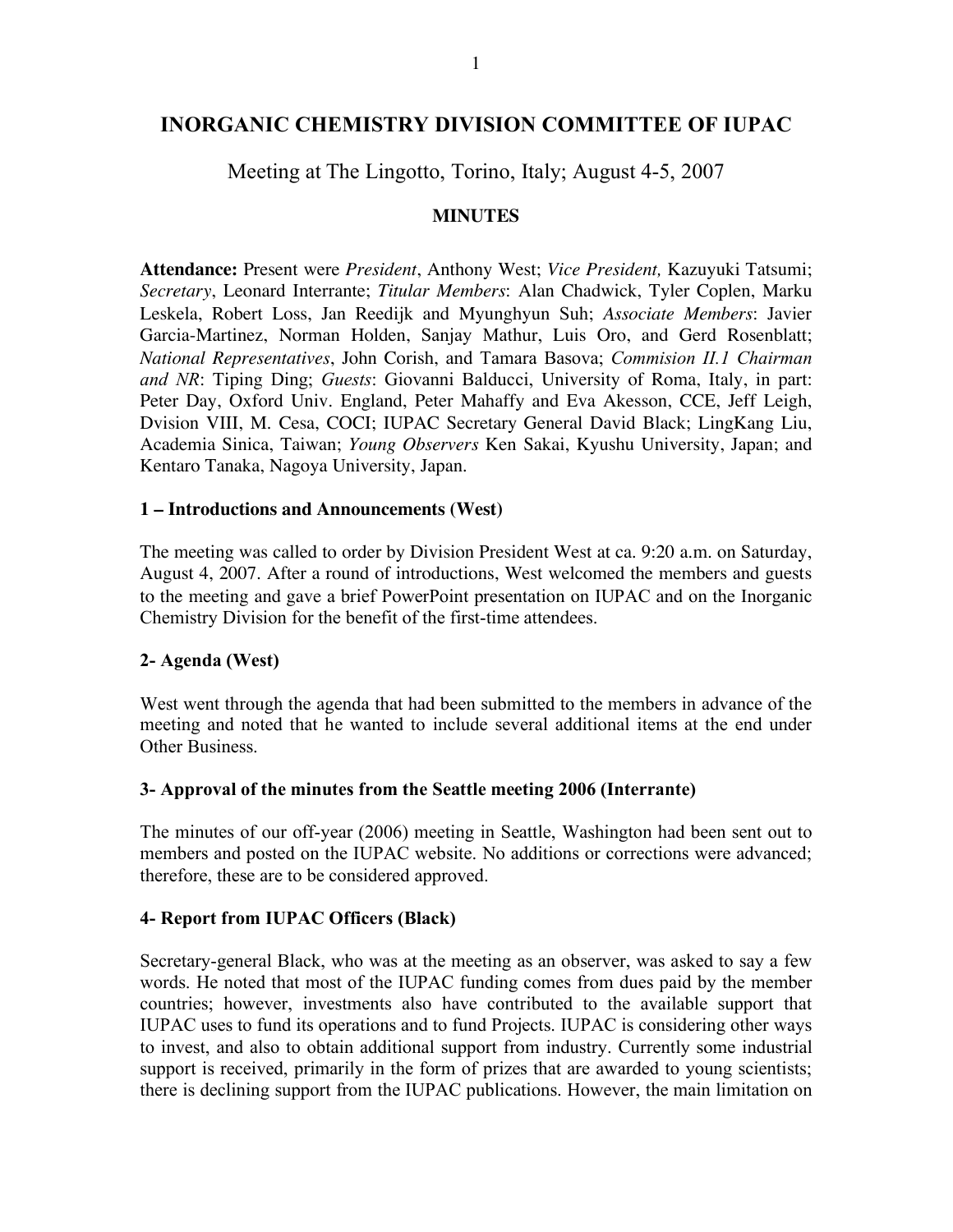# INORGANIC CHEMISTRY DIVISION COMMITTEE OF IUPAC

Meeting at The Lingotto, Torino, Italy; August 4-5, 2007

## MINUTES

**Attendance:** Present were *President*, Anthony West; *Vice President,* Kazuyuki Tatsumi; *Secretary*, Leonard Interrante; *Titular Members*: Alan Chadwick, Tyler Coplen, Marku Leskela, Robert Loss, Jan Reedijk and Myunghyun Suh; *Associate Members*: Javier Garcia-Martinez, Norman Holden, Sanjay Mathur, Luis Oro, and Gerd Rosenblatt; *National Representatives*, John Corish, and Tamara Basova; *Commision II.1 Chairman and NR*: Tiping Ding; *Guests*: Giovanni Balducci, University of Roma, Italy, in part: Peter Day, Oxford Univ. England, Peter Mahaffy and Eva Akesson, CCE, Jeff Leigh, Dvision VIII, M. Cesa, COCI; IUPAC Secretary General David Black; LingKang Liu, Academia Sinica, Taiwan; *Young Observers* Ken Sakai, Kyushu University, Japan; and Kentaro Tanaka, Nagoya University, Japan.

### 1 – Introductions and Announcements (West)

The meeting was called to order by Division President West at ca. 9:20 a.m. on Saturday, August 4, 2007. After a round of introductions, West welcomed the members and guests to the meeting and gave a brief PowerPoint presentation on IUPAC and on the Inorganic Chemistry Division for the benefit of the first-time attendees.

### 2- Agenda (West)

West went through the agenda that had been submitted to the members in advance of the meeting and noted that he wanted to include several additional items at the end under Other Business.

### 3- Approval of the minutes from the Seattle meeting 2006 (Interrante)

The minutes of our off-year (2006) meeting in Seattle, Washington had been sent out to members and posted on the IUPAC website. No additions or corrections were advanced; therefore, these are to be considered approved.

### 4- Report from IUPAC Officers (Black)

Secretary-general Black, who was at the meeting as an observer, was asked to say a few words. He noted that most of the IUPAC funding comes from dues paid by the member countries; however, investments also have contributed to the available support that IUPAC uses to fund its operations and to fund Projects. IUPAC is considering other ways to invest, and also to obtain additional support from industry. Currently some industrial support is received, primarily in the form of prizes that are awarded to young scientists; there is declining support from the IUPAC publications. However, the main limitation on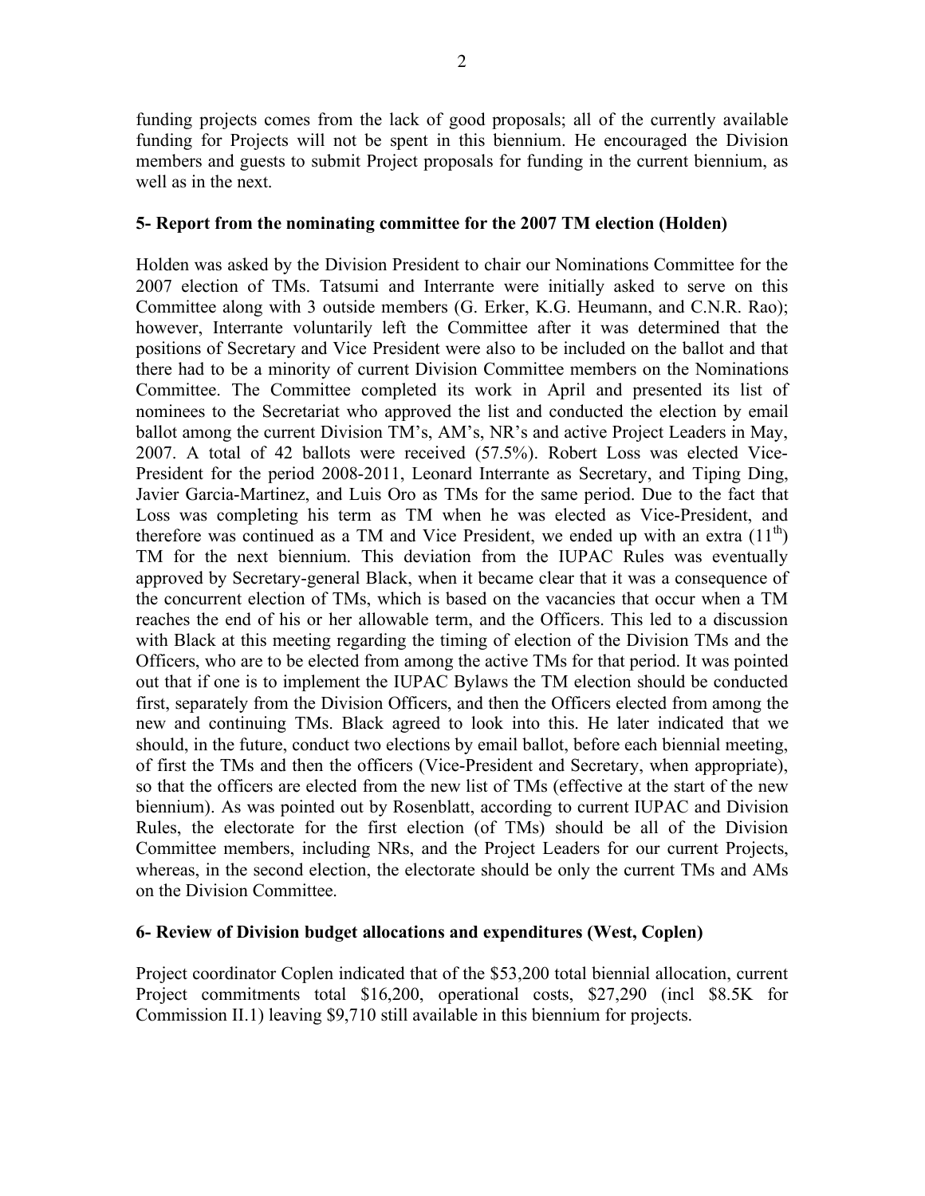funding projects comes from the lack of good proposals; all of the currently available funding for Projects will not be spent in this biennium. He encouraged the Division members and guests to submit Project proposals for funding in the current biennium, as well as in the next.

**5- Report from the nominating committee for the 2007 TM election (Holden)**

Holden was asked by the Division President to chair our Nominations Committee for the 2007 election of TMs. Tatsumi and Interrante were initially asked to serve on this Committee along with 3 outside members (G. Erker, K.G. Heumann, and C.N.R. Rao); however, Interrante voluntarily left the Committee after it was determined that the positions of Secretary and Vice President were also to be included on the ballot and that there had to be a minority of current Division Committee members on the Nominations Committee. The Committee completed its work in April and presented its list of nominees to the Secretariat who approved the list and conducted the election by email ballot among the current Division TM's, AM's, NR's and active Project Leaders in May, 2007. A total of 42 ballots were received (57.5%). Robert Loss was elected Vice-President for the period 2008-2011, Leonard Interrante as Secretary, and Tiping Ding, Javier Garcia-Martinez, and Luis Oro as TMs for the same period. Due to the fact that Loss was completing his term as TM when he was elected as Vice-President, and therefore was continued as a TM and Vice President, we ended up with an extra (11th) TM for the next biennium. This deviation from the IUPAC Rules was eventually approved by Secretary-general Black, when it became clear that it was a consequence of the concurrent election of TMs, which is based on the vacancies that occur when a TM reaches the end of his or her allowable term, and the Officers. This led to a discussion with Black at this meeting regarding the timing of election of the Division TMs and the Officers, who are to be elected from among the active TMs for that period. It was pointed out that if one is to implement the IUPAC Bylaws the TM election should be conducted first, separately from the Division Officers, and then the Officers elected from among the new and continuing TMs. Black agreed to look into this. He later indicated that we should, in the future, conduct two elections by email ballot, before each biennial meeting, of first the TMs and then the officers (Vice-President and Secretary, when appropriate), so that the officers are elected from the new list of TMs (effective at the start of the new biennium). As was pointed out by Rosenblatt, according to current IUPAC and Division Rules, the electorate for the first election (of TMs) should be all of the Division Committee members, including NRs, and the Project Leaders for our current Projects, whereas, in the second election, the electorate should be only the current TMs and AMs on the Division Committee.

**6- Review of Division budget allocations and expenditures (West, Coplen)**

Project coordinator Coplen indicated that of the $53,200 total biennial allocation, current Project commitments total $16,200, operational costs, $27,290 (incl $8.5K for Commission II.1) leaving $9,710 still available in this biennium for projects.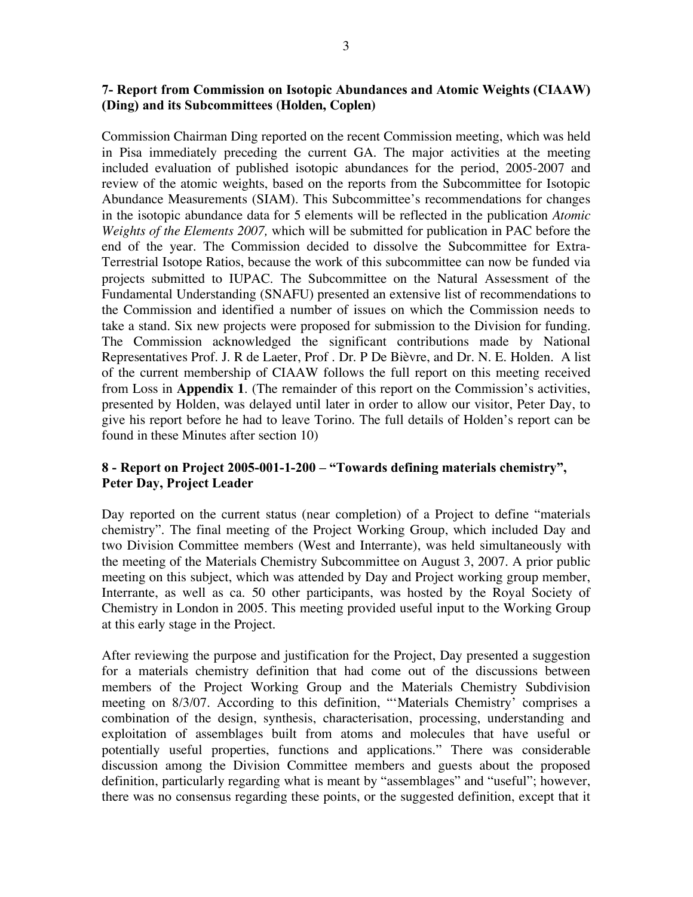### 7- Report from Commission on Isotopic Abundances and Atomic Weights (CIAAW) (Ding) and its Subcommittees (Holden, Coplen)

Commission Chairman Ding reported on the recent Commission meeting, which was held in Pisa immediately preceding the current GA. The major activities at the meeting included evaluation of published isotopic abundances for the period, 2005-2007 and review of the atomic weights, based on the reports from the Subcommittee for Isotopic Abundance Measurements (SIAM). This Subcommittee's recommendations for changes in the isotopic abundance data for 5 elements will be reflected in the publication *Atomic Weights of the Elements 2007,* which will be submitted for publication in PAC before the end of the year. The Commission decided to dissolve the Subcommittee for Extra-Terrestrial Isotope Ratios, because the work of this subcommittee can now be funded via projects submitted to IUPAC. The Subcommittee on the Natural Assessment of the Fundamental Understanding (SNAFU) presented an extensive list of recommendations to the Commission and identified a number of issues on which the Commission needs to take a stand. Six new projects were proposed for submission to the Division for funding. The Commission acknowledged the significant contributions made by National Representatives Prof. J. R de Laeter, Prof . Dr. P De Bièvre, and Dr. N. E. Holden. A list of the current membership of CIAAW follows the full report on this meeting received from Loss in **Appendix 1**. (The remainder of this report on the Commission's activities, presented by Holden, was delayed until later in order to allow our visitor, Peter Day, to give his report before he had to leave Torino. The full details of Holden's report can be found in these Minutes after section 10)

### 8 - Report on Project 2005-001-1-200 – "Towards defining materials chemistry", Peter Day, Project Leader

Day reported on the current status (near completion) of a Project to define "materials chemistry". The final meeting of the Project Working Group, which included Day and two Division Committee members (West and Interrante), was held simultaneously with the meeting of the Materials Chemistry Subcommittee on August 3, 2007. A prior public meeting on this subject, which was attended by Day and Project working group member, Interrante, as well as ca. 50 other participants, was hosted by the Royal Society of Chemistry in London in 2005. This meeting provided useful input to the Working Group at this early stage in the Project.

After reviewing the purpose and justification for the Project, Day presented a suggestion for a materials chemistry definition that had come out of the discussions between members of the Project Working Group and the Materials Chemistry Subdivision meeting on 8/3/07. According to this definition, "'Materials Chemistry' comprises a combination of the design, synthesis, characterisation, processing, understanding and exploitation of assemblages built from atoms and molecules that have useful or potentially useful properties, functions and applications." There was considerable discussion among the Division Committee members and guests about the proposed definition, particularly regarding what is meant by "assemblages" and "useful"; however, there was no consensus regarding these points, or the suggested definition, except that it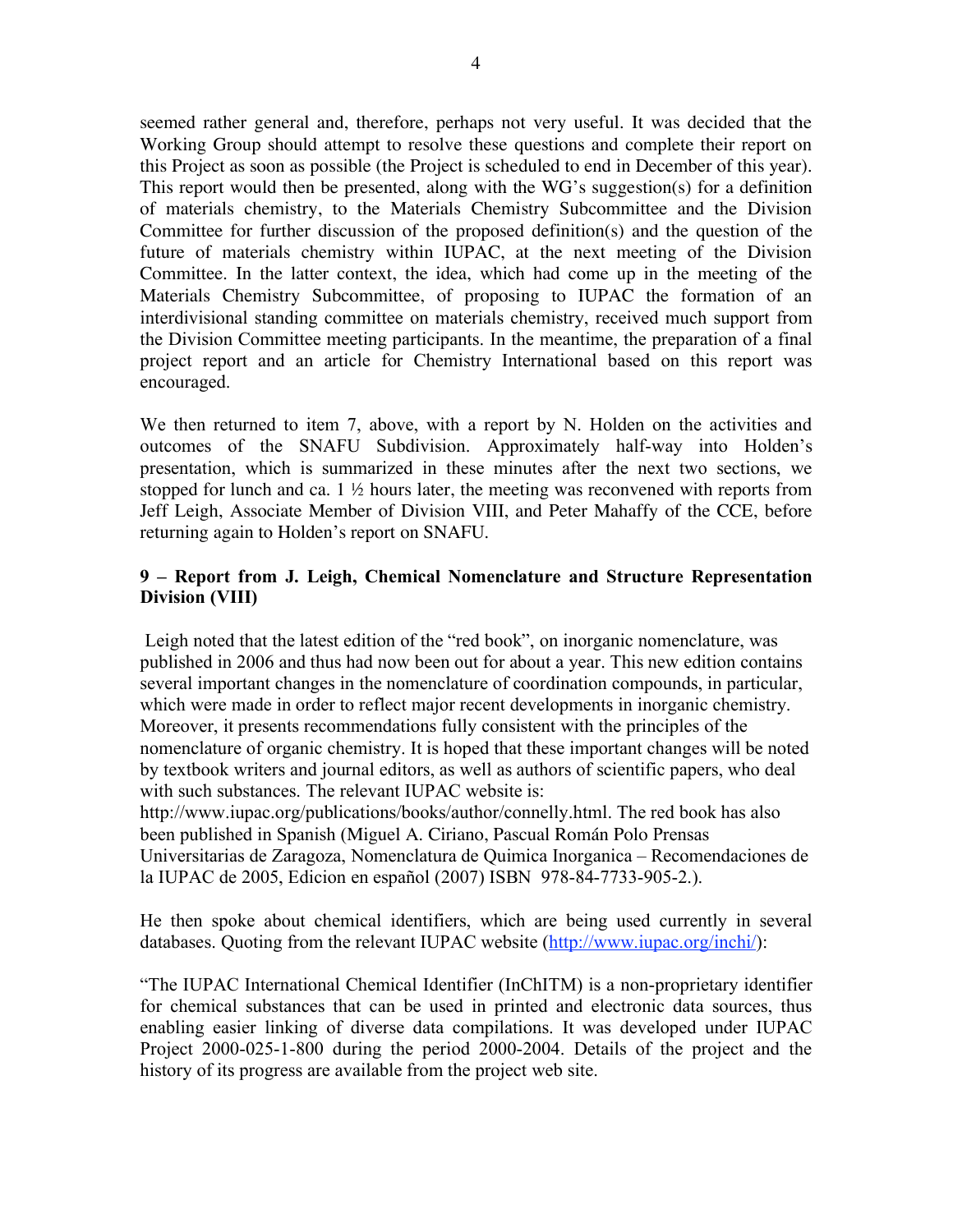seemed rather general and, therefore, perhaps not very useful. It was decided that the Working Group should attempt to resolve these questions and complete their report on this Project as soon as possible (the Project is scheduled to end in December of this year). This report would then be presented, along with the WG's suggestion(s) for a definition of materials chemistry, to the Materials Chemistry Subcommittee and the Division Committee for further discussion of the proposed definition(s) and the question of the future of materials chemistry within IUPAC, at the next meeting of the Division Committee. In the latter context, the idea, which had come up in the meeting of the Materials Chemistry Subcommittee, of proposing to IUPAC the formation of an interdivisional standing committee on materials chemistry, received much support from the Division Committee meeting participants. In the meantime, the preparation of a final project report and an article for Chemistry International based on this report was encouraged.

We then returned to item 7, above, with a report by N. Holden on the activities and outcomes of the SNAFU Subdivision. Approximately half-way into Holden's presentation, which is summarized in these minutes after the next two sections, we stopped for lunch and ca. 1 ½ hours later, the meeting was reconvened with reports from Jeff Leigh, Associate Member of Division VIII, and Peter Mahaffy of the CCE, before returning again to Holden's report on SNAFU.

**9 – Report from J. Leigh, Chemical Nomenclature and Structure Representation Division (VIII)**

Leigh noted that the latest edition of the "red book", on inorganic nomenclature, was published in 2006 and thus had now been out for about a year. This new edition contains several important changes in the nomenclature of coordination compounds, in particular, which were made in order to reflect major recent developments in inorganic chemistry. Moreover, it presents recommendations fully consistent with the principles of the nomenclature of organic chemistry. It is hoped that these important changes will be noted by textbook writers and journal editors, as well as authors of scientific papers, who deal with such substances. The relevant IUPAC website is: http://www.iupac.org/publications/books/author/connelly.html. The red book has also been published in Spanish (Miguel A. Ciriano, Pascual Román Polo Prensas Universitarias de Zaragoza, Nomenclatura de Quimica Inorganica – Recomendaciones de la IUPAC de 2005, Edicion en español (2007) ISBN 978-84-7733-905-2.).

He then spoke about chemical identifiers, which are being used currently in several databases. Quoting from the relevant IUPAC website (http://www.iupac.org/inchi/):

"The IUPAC International Chemical Identifier (InChITM) is a non-proprietary identifier for chemical substances that can be used in printed and electronic data sources, thus enabling easier linking of diverse data compilations. It was developed under IUPAC Project 2000-025-1-800 during the period 2000-2004. Details of the project and the history of its progress are available from the project web site.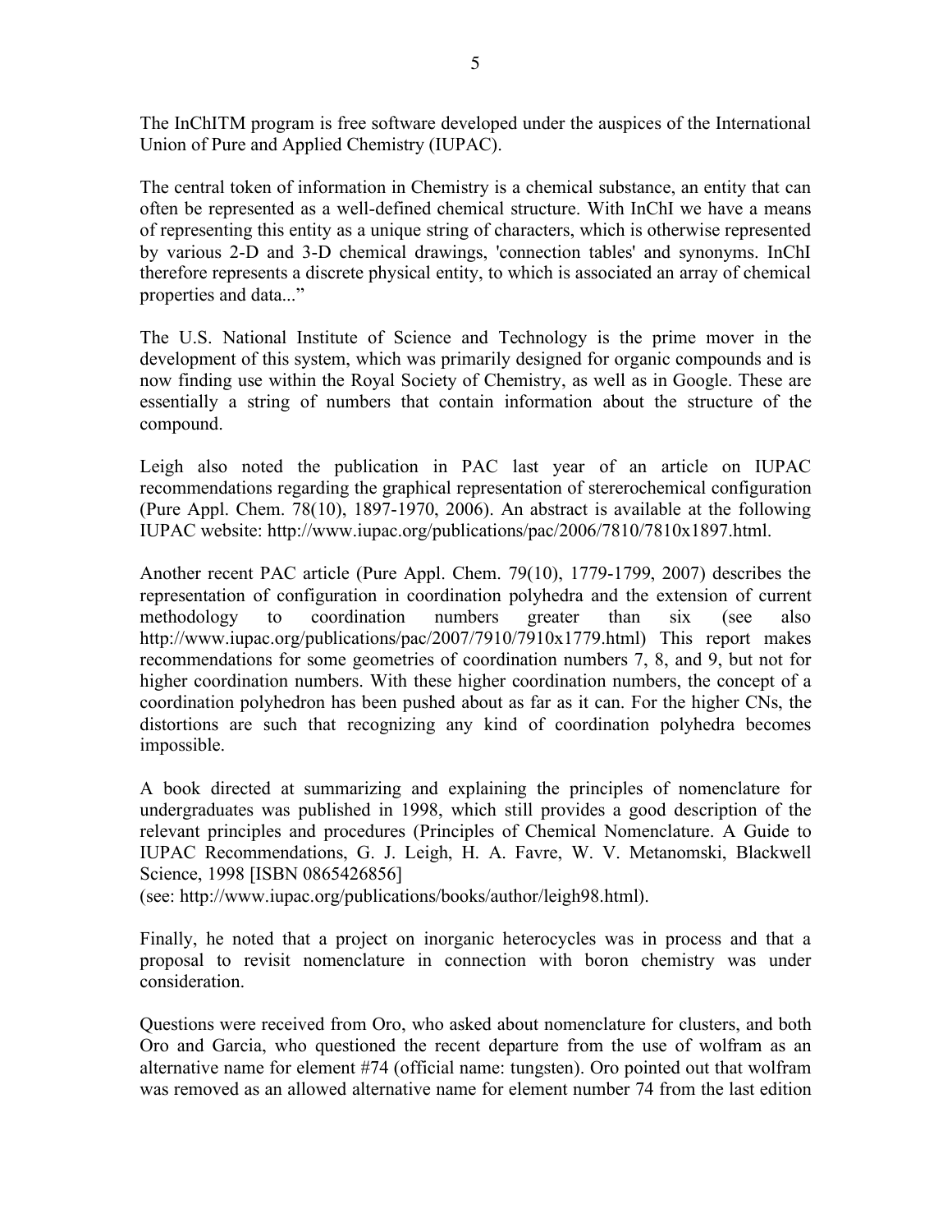The InChITM program is free software developed under the auspices of the International Union of Pure and Applied Chemistry (IUPAC).

The central token of information in Chemistry is a chemical substance, an entity that can often be represented as a well-defined chemical structure. With InChI we have a means of representing this entity as a unique string of characters, which is otherwise represented by various 2-D and 3-D chemical drawings, 'connection tables' and synonyms. InChI therefore represents a discrete physical entity, to which is associated an array of chemical properties and data..."

The U.S. National Institute of Science and Technology is the prime mover in the development of this system, which was primarily designed for organic compounds and is now finding use within the Royal Society of Chemistry, as well as in Google. These are essentially a string of numbers that contain information about the structure of the compound.

Leigh also noted the publication in PAC last year of an article on IUPAC recommendations regarding the graphical representation of stererochemical configuration (Pure Appl. Chem. 78(10), 1897-1970, 2006). An abstract is available at the following IUPAC website: http://www.iupac.org/publications/pac/2006/7810/7810x1897.html.

Another recent PAC article (Pure Appl. Chem. 79(10), 1779-1799, 2007) describes the representation of configuration in coordination polyhedra and the extension of current methodology to coordination numbers greater than six (see also http://www.iupac.org/publications/pac/2007/7910/7910x1779.html) This report makes recommendations for some geometries of coordination numbers 7, 8, and 9, but not for higher coordination numbers. With these higher coordination numbers, the concept of a coordination polyhedron has been pushed about as far as it can. For the higher CNs, the distortions are such that recognizing any kind of coordination polyhedra becomes impossible.

A book directed at summarizing and explaining the principles of nomenclature for undergraduates was published in 1998, which still provides a good description of the relevant principles and procedures (Principles of Chemical Nomenclature. A Guide to IUPAC Recommendations, G. J. Leigh, H. A. Favre, W. V. Metanomski, Blackwell Science, 1998 [ISBN 0865426856]
(see: http://www.iupac.org/publications/books/author/leigh98.html).

Finally, he noted that a project on inorganic heterocycles was in process and that a proposal to revisit nomenclature in connection with boron chemistry was under consideration.

Questions were received from Oro, who asked about nomenclature for clusters, and both Oro and Garcia, who questioned the recent departure from the use of wolfram as an alternative name for element #74 (official name: tungsten). Oro pointed out that wolfram was removed as an allowed alternative name for element number 74 from the last edition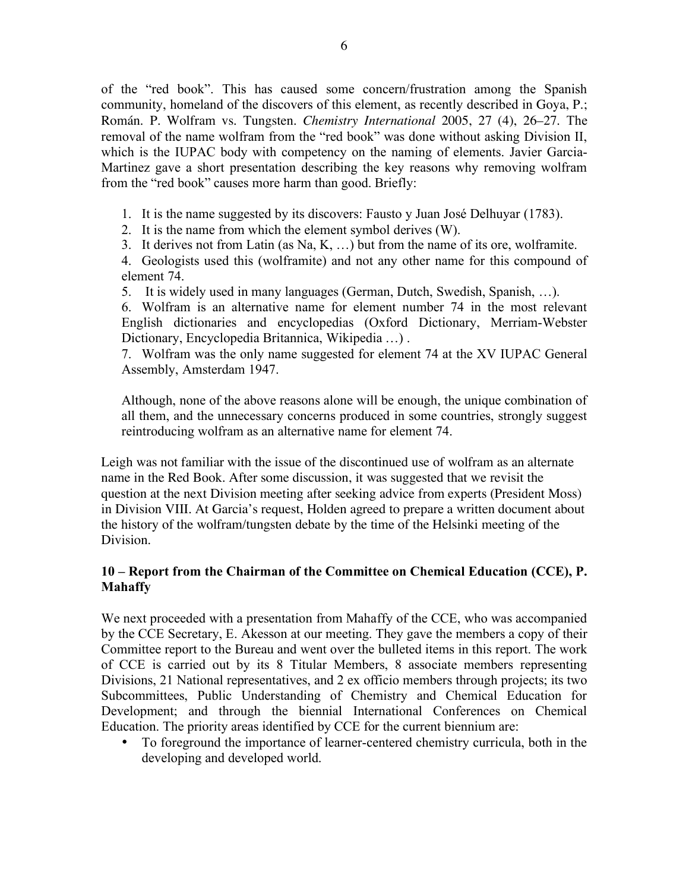of the “red book”. This has caused some concern/frustration among the Spanish community, homeland of the discovers of this element, as recently described in Goya, P.; Román. P. Wolfram vs. Tungsten. *Chemistry International* 2005, 27 (4), 26–27. The removal of the name wolfram from the “red book” was done without asking Division II, which is the IUPAC body with competency on the naming of elements. Javier Garcia-Martinez gave a short presentation describing the key reasons why removing wolfram from the “red book” causes more harm than good. Briefly:

1. It is the name suggested by its discovers: Fausto y Juan José Delhuyar (1783).
2. It is the name from which the element symbol derives (W).
3. It derives not from Latin (as Na, K, …) but from the name of its ore, wolframite.
4. Geologists used this (wolframite) and not any other name for this compound of element 74.
5. It is widely used in many languages (German, Dutch, Swedish, Spanish, …).
6. Wolfram is an alternative name for element number 74 in the most relevant English dictionaries and encyclopedias (Oxford Dictionary, Merriam-Webster Dictionary, Encyclopedia Britannica, Wikipedia …) .
7. Wolfram was the only name suggested for element 74 at the XV IUPAC General Assembly, Amsterdam 1947.

Although, none of the above reasons alone will be enough, the unique combination of all them, and the unnecessary concerns produced in some countries, strongly suggest reintroducing wolfram as an alternative name for element 74.

Leigh was not familiar with the issue of the discontinued use of wolfram as an alternate name in the Red Book. After some discussion, it was suggested that we revisit the question at the next Division meeting after seeking advice from experts (President Moss) in Division VIII. At Garcia’s request, Holden agreed to prepare a written document about the history of the wolfram/tungsten debate by the time of the Helsinki meeting of the Division.

## 10 – Report from the Chairman of the Committee on Chemical Education (CCE), P. Mahaffy

We next proceeded with a presentation from Mahaffy of the CCE, who was accompanied by the CCE Secretary, E. Akesson at our meeting. They gave the members a copy of their Committee report to the Bureau and went over the bulleted items in this report. The work of CCE is carried out by its 8 Titular Members, 8 associate members representing Divisions, 21 National representatives, and 2 ex officio members through projects; its two Subcommittees, Public Understanding of Chemistry and Chemical Education for Development; and through the biennial International Conferences on Chemical Education. The priority areas identified by CCE for the current biennium are:

- To foreground the importance of learner-centered chemistry curricula, both in the developing and developed world.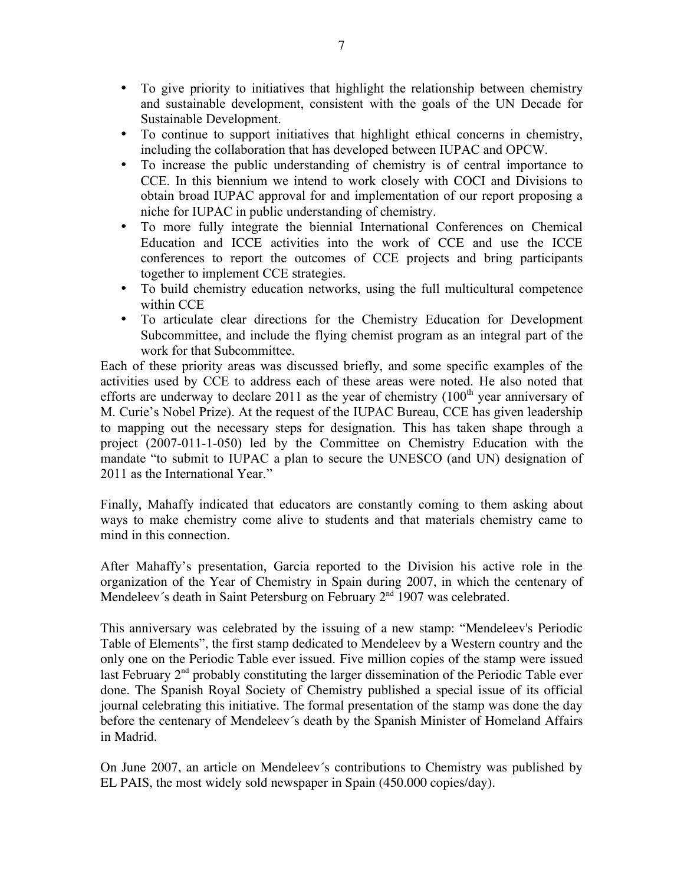- To give priority to initiatives that highlight the relationship between chemistry and sustainable development, consistent with the goals of the UN Decade for Sustainable Development.
- To continue to support initiatives that highlight ethical concerns in chemistry, including the collaboration that has developed between IUPAC and OPCW.
- To increase the public understanding of chemistry is of central importance to CCE. In this biennium we intend to work closely with COCI and Divisions to obtain broad IUPAC approval for and implementation of our report proposing a niche for IUPAC in public understanding of chemistry.
- To more fully integrate the biennial International Conferences on Chemical Education and ICCE activities into the work of CCE and use the ICCE conferences to report the outcomes of CCE projects and bring participants together to implement CCE strategies.
- To build chemistry education networks, using the full multicultural competence within CCE
- To articulate clear directions for the Chemistry Education for Development Subcommittee, and include the flying chemist program as an integral part of the work for that Subcommittee.

Each of these priority areas was discussed briefly, and some specific examples of the activities used by CCE to address each of these areas were noted. He also noted that efforts are underway to declare 2011 as the year of chemistry (100th year anniversary of M. Curie's Nobel Prize). At the request of the IUPAC Bureau, CCE has given leadership to mapping out the necessary steps for designation. This has taken shape through a project (2007-011-1-050) led by the Committee on Chemistry Education with the mandate "to submit to IUPAC a plan to secure the UNESCO (and UN) designation of 2011 as the International Year."

Finally, Mahaffy indicated that educators are constantly coming to them asking about ways to make chemistry come alive to students and that materials chemistry came to mind in this connection.

After Mahaffy's presentation, Garcia reported to the Division his active role in the organization of the Year of Chemistry in Spain during 2007, in which the centenary of Mendeleev´s death in Saint Petersburg on February 2nd 1907 was celebrated.

This anniversary was celebrated by the issuing of a new stamp: "Mendeleev's Periodic Table of Elements", the first stamp dedicated to Mendeleev by a Western country and the only one on the Periodic Table ever issued. Five million copies of the stamp were issued last February 2nd probably constituting the larger dissemination of the Periodic Table ever done. The Spanish Royal Society of Chemistry published a special issue of its official journal celebrating this initiative. The formal presentation of the stamp was done the day before the centenary of Mendeleev´s death by the Spanish Minister of Homeland Affairs in Madrid.

On June 2007, an article on Mendeleev´s contributions to Chemistry was published by EL PAIS, the most widely sold newspaper in Spain (450.000 copies/day).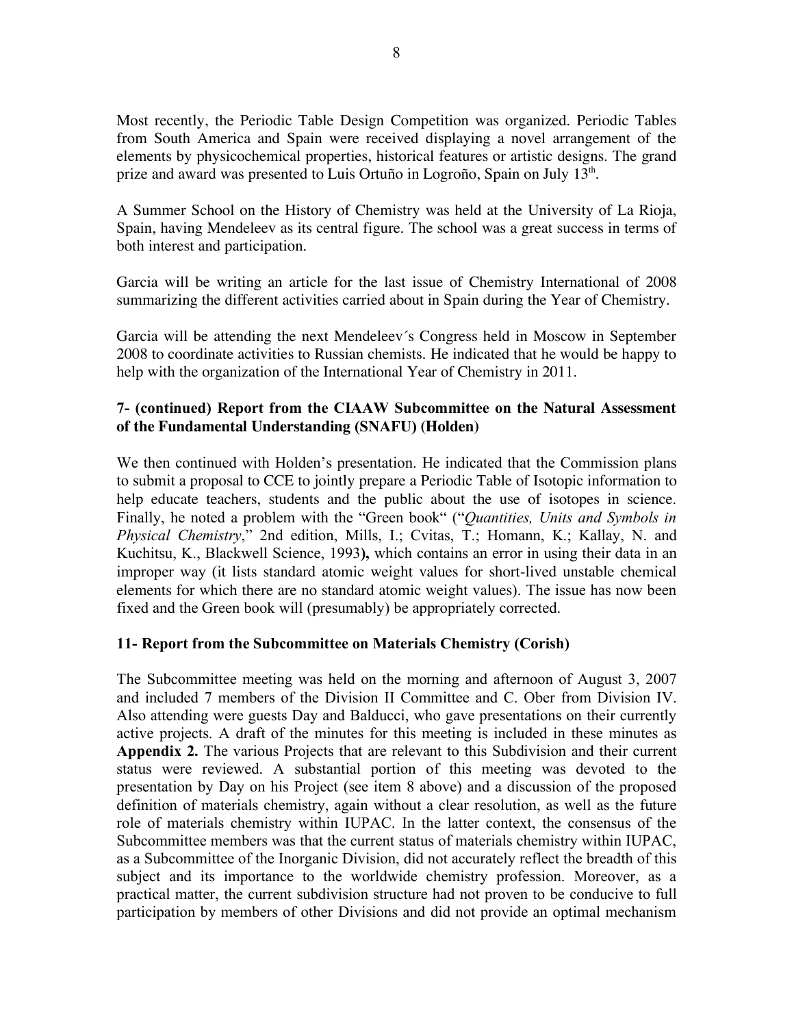Most recently, the Periodic Table Design Competition was organized. Periodic Tables from South America and Spain were received displaying a novel arrangement of the elements by physicochemical properties, historical features or artistic designs. The grand prize and award was presented to Luis Ortuño in Logroño, Spain on July 13th.

A Summer School on the History of Chemistry was held at the University of La Rioja, Spain, having Mendeleev as its central figure. The school was a great success in terms of both interest and participation.

Garcia will be writing an article for the last issue of Chemistry International of 2008 summarizing the different activities carried about in Spain during the Year of Chemistry.

Garcia will be attending the next Mendeleev´s Congress held in Moscow in September 2008 to coordinate activities to Russian chemists. He indicated that he would be happy to help with the organization of the International Year of Chemistry in 2011.

### 7- (continued) Report from the CIAAW Subcommittee on the Natural Assessment of the Fundamental Understanding (SNAFU) (Holden)

We then continued with Holden's presentation. He indicated that the Commission plans to submit a proposal to CCE to jointly prepare a Periodic Table of Isotopic information to help educate teachers, students and the public about the use of isotopes in science. Finally, he noted a problem with the "Green book" ("*Quantities, Units and Symbols in Physical Chemistry*," 2nd edition, Mills, I.; Cvitas, T.; Homann, K.; Kallay, N. and Kuchitsu, K., Blackwell Science, 1993**),** which contains an error in using their data in an improper way (it lists standard atomic weight values for short-lived unstable chemical elements for which there are no standard atomic weight values). The issue has now been fixed and the Green book will (presumably) be appropriately corrected.

### 11- Report from the Subcommittee on Materials Chemistry (Corish)

The Subcommittee meeting was held on the morning and afternoon of August 3, 2007 and included 7 members of the Division II Committee and C. Ober from Division IV. Also attending were guests Day and Balducci, who gave presentations on their currently active projects. A draft of the minutes for this meeting is included in these minutes as **Appendix 2.** The various Projects that are relevant to this Subdivision and their current status were reviewed. A substantial portion of this meeting was devoted to the presentation by Day on his Project (see item 8 above) and a discussion of the proposed definition of materials chemistry, again without a clear resolution, as well as the future role of materials chemistry within IUPAC. In the latter context, the consensus of the Subcommittee members was that the current status of materials chemistry within IUPAC, as a Subcommittee of the Inorganic Division, did not accurately reflect the breadth of this subject and its importance to the worldwide chemistry profession. Moreover, as a practical matter, the current subdivision structure had not proven to be conducive to full participation by members of other Divisions and did not provide an optimal mechanism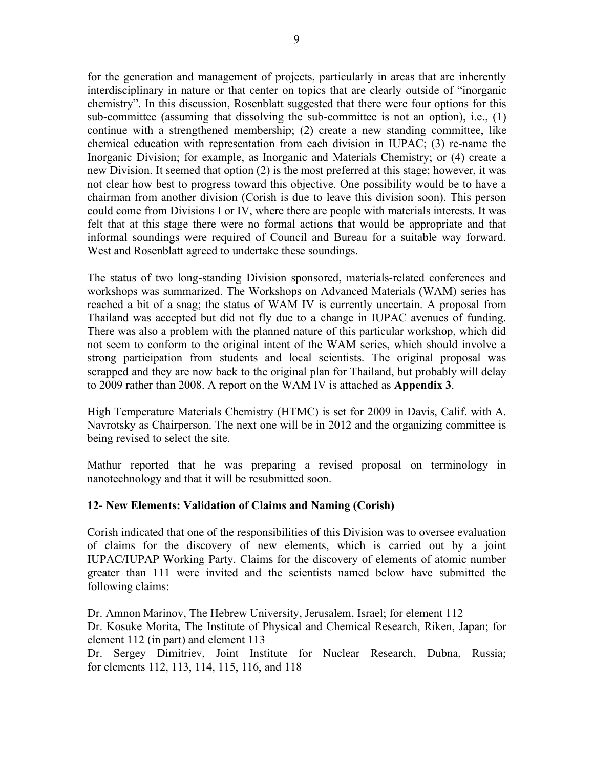for the generation and management of projects, particularly in areas that are inherently interdisciplinary in nature or that center on topics that are clearly outside of "inorganic chemistry". In this discussion, Rosenblatt suggested that there were four options for this sub-committee (assuming that dissolving the sub-committee is not an option), i.e., (1) continue with a strengthened membership; (2) create a new standing committee, like chemical education with representation from each division in IUPAC; (3) re-name the Inorganic Division; for example, as Inorganic and Materials Chemistry; or (4) create a new Division. It seemed that option (2) is the most preferred at this stage; however, it was not clear how best to progress toward this objective. One possibility would be to have a chairman from another division (Corish is due to leave this division soon). This person could come from Divisions I or IV, where there are people with materials interests. It was felt that at this stage there were no formal actions that would be appropriate and that informal soundings were required of Council and Bureau for a suitable way forward. West and Rosenblatt agreed to undertake these soundings.

The status of two long-standing Division sponsored, materials-related conferences and workshops was summarized. The Workshops on Advanced Materials (WAM) series has reached a bit of a snag; the status of WAM IV is currently uncertain. A proposal from Thailand was accepted but did not fly due to a change in IUPAC avenues of funding. There was also a problem with the planned nature of this particular workshop, which did not seem to conform to the original intent of the WAM series, which should involve a strong participation from students and local scientists. The original proposal was scrapped and they are now back to the original plan for Thailand, but probably will delay to 2009 rather than 2008. A report on the WAM IV is attached as **Appendix 3**.

High Temperature Materials Chemistry (HTMC) is set for 2009 in Davis, Calif. with A. Navrotsky as Chairperson. The next one will be in 2012 and the organizing committee is being revised to select the site.

Mathur reported that he was preparing a revised proposal on terminology in nanotechnology and that it will be resubmitted soon.

### 12- New Elements: Validation of Claims and Naming (Corish)

Corish indicated that one of the responsibilities of this Division was to oversee evaluation of claims for the discovery of new elements, which is carried out by a joint IUPAC/IUPAP Working Party. Claims for the discovery of elements of atomic number greater than 111 were invited and the scientists named below have submitted the following claims:

Dr. Amnon Marinov, The Hebrew University, Jerusalem, Israel; for element 112

Dr. Kosuke Morita, The Institute of Physical and Chemical Research, Riken, Japan; for element 112 (in part) and element 113

Dr. Sergey Dimitriev, Joint Institute for Nuclear Research, Dubna, Russia; for elements 112, 113, 114, 115, 116, and 118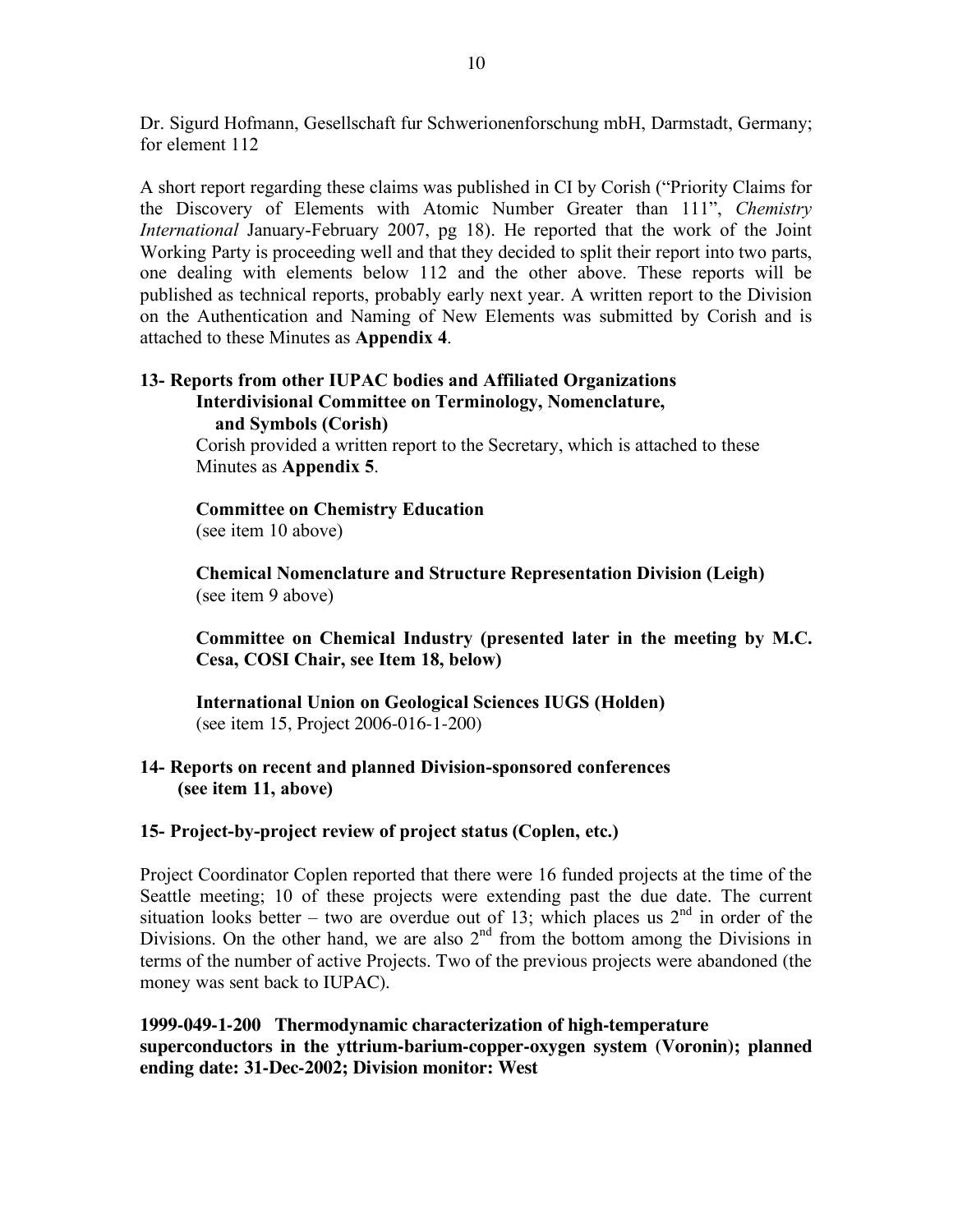Dr. Sigurd Hofmann, Gesellschaft fur Schwerionenforschung mbH, Darmstadt, Germany; for element 112

A short report regarding these claims was published in CI by Corish ("Priority Claims for the Discovery of Elements with Atomic Number Greater than 111", *Chemistry International* January-February 2007, pg 18). He reported that the work of the Joint Working Party is proceeding well and that they decided to split their report into two parts, one dealing with elements below 112 and the other above. These reports will be published as technical reports, probably early next year. A written report to the Division on the Authentication and Naming of New Elements was submitted by Corish and is attached to these Minutes as **Appendix 4**.

**13- Reports from other IUPAC bodies and Affiliated Organizations**

**Interdivisional Committee on Terminology, Nomenclature, and Symbols (Corish)**

Corish provided a written report to the Secretary, which is attached to these Minutes as **Appendix 5**.

**Committee on Chemistry Education**

(see item 10 above)

**Chemical Nomenclature and Structure Representation Division (Leigh)**

(see item 9 above)

**Committee on Chemical Industry (presented later in the meeting by M.C. Cesa, COSI Chair, see Item 18, below)**

**International Union on Geological Sciences IUGS (Holden)**

(see item 15, Project 2006-016-1-200)

**14- Reports on recent and planned Division-sponsored conferences (see item 11, above)**

**15- Project-by-project review of project status (Coplen, etc.)**

Project Coordinator Coplen reported that there were 16 funded projects at the time of the Seattle meeting; 10 of these projects were extending past the due date. The current situation looks better – two are overdue out of 13; which places us 2nd in order of the Divisions. On the other hand, we are also 2nd from the bottom among the Divisions in terms of the number of active Projects. Two of the previous projects were abandoned (the money was sent back to IUPAC).

**1999-049-1-200 Thermodynamic characterization of high-temperature superconductors in the yttrium-barium-copper-oxygen system (Voronin); planned ending date: 31-Dec-2002; Division monitor: West**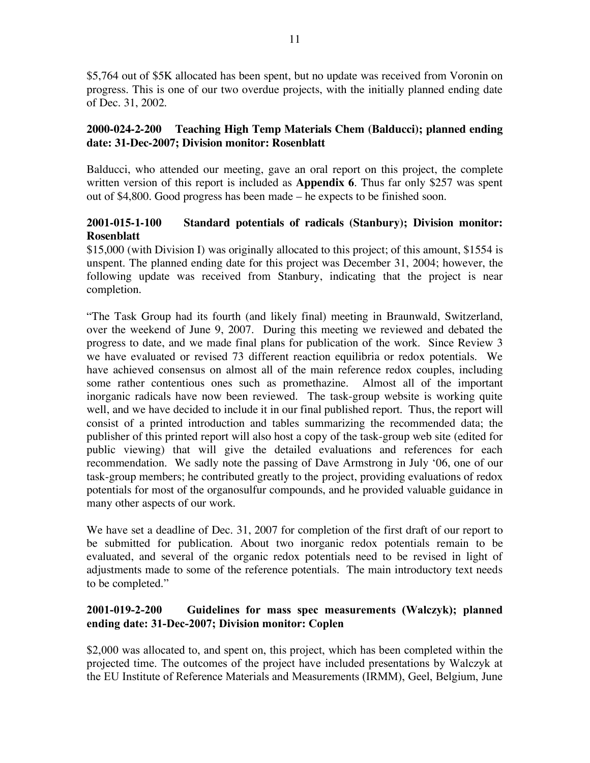$5,764 out of $5K allocated has been spent, but no update was received from Voronin on progress. This is one of our two overdue projects, with the initially planned ending date of Dec. 31, 2002.

**2000-024-2-200 Teaching High Temp Materials Chem (Balducci); planned ending date: 31-Dec-2007; Division monitor: Rosenblatt**

Balducci, who attended our meeting, gave an oral report on this project, the complete written version of this report is included as **Appendix 6**. Thus far only $257 was spent out of $4,800. Good progress has been made – he expects to be finished soon.

**2001-015-1-100 Standard potentials of radicals (Stanbury); Division monitor: Rosenblatt**

$15,000 (with Division I) was originally allocated to this project; of this amount, $1554 is unspent. The planned ending date for this project was December 31, 2004; however, the following update was received from Stanbury, indicating that the project is near completion.

"The Task Group had its fourth (and likely final) meeting in Braunwald, Switzerland, over the weekend of June 9, 2007. During this meeting we reviewed and debated the progress to date, and we made final plans for publication of the work. Since Review 3 we have evaluated or revised 73 different reaction equilibria or redox potentials. We have achieved consensus on almost all of the main reference redox couples, including some rather contentious ones such as promethazine. Almost all of the important inorganic radicals have now been reviewed. The task-group website is working quite well, and we have decided to include it in our final published report. Thus, the report will consist of a printed introduction and tables summarizing the recommended data; the publisher of this printed report will also host a copy of the task-group web site (edited for public viewing) that will give the detailed evaluations and references for each recommendation. We sadly note the passing of Dave Armstrong in July '06, one of our task-group members; he contributed greatly to the project, providing evaluations of redox potentials for most of the organosulfur compounds, and he provided valuable guidance in many other aspects of our work.

We have set a deadline of Dec. 31, 2007 for completion of the first draft of our report to be submitted for publication. About two inorganic redox potentials remain to be evaluated, and several of the organic redox potentials need to be revised in light of adjustments made to some of the reference potentials. The main introductory text needs to be completed."

**2001-019-2-200 Guidelines for mass spec measurements (Walczyk); planned ending date: 31-Dec-2007; Division monitor: Coplen**

$2,000 was allocated to, and spent on, this project, which has been completed within the projected time. The outcomes of the project have included presentations by Walczyk at the EU Institute of Reference Materials and Measurements (IRMM), Geel, Belgium, June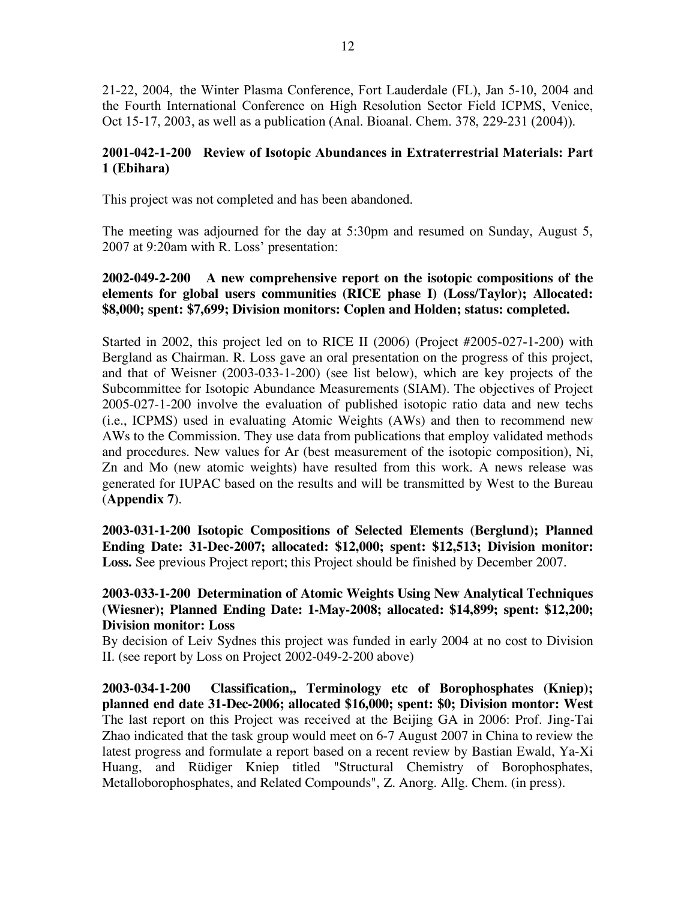21-22, 2004, the Winter Plasma Conference, Fort Lauderdale (FL), Jan 5-10, 2004 and the Fourth International Conference on High Resolution Sector Field ICPMS, Venice, Oct 15-17, 2003, as well as a publication (Anal. Bioanal. Chem. 378, 229-231 (2004)).

**2001-042-1-200 Review of Isotopic Abundances in Extraterrestrial Materials: Part 1 (Ebihara)**

This project was not completed and has been abandoned.

The meeting was adjourned for the day at 5:30pm and resumed on Sunday, August 5, 2007 at 9:20am with R. Loss' presentation:

**2002-049-2-200 A new comprehensive report on the isotopic compositions of the elements for global users communities (RICE phase I) (Loss/Taylor); Allocated: $8,000; spent: $7,699; Division monitors: Coplen and Holden; status: completed.**

Started in 2002, this project led on to RICE II (2006) (Project #2005-027-1-200) with Bergland as Chairman. R. Loss gave an oral presentation on the progress of this project, and that of Weisner (2003-033-1-200) (see list below), which are key projects of the Subcommittee for Isotopic Abundance Measurements (SIAM). The objectives of Project 2005-027-1-200 involve the evaluation of published isotopic ratio data and new techs (i.e., ICPMS) used in evaluating Atomic Weights (AWs) and then to recommend new AWs to the Commission. They use data from publications that employ validated methods and procedures. New values for Ar (best measurement of the isotopic composition), Ni, Zn and Mo (new atomic weights) have resulted from this work. A news release was generated for IUPAC based on the results and will be transmitted by West to the Bureau (**Appendix 7**).

**2003-031-1-200 Isotopic Compositions of Selected Elements (Berglund); Planned Ending Date: 31-Dec-2007; allocated: $12,000; spent: $12,513; Division monitor: Loss.** See previous Project report; this Project should be finished by December 2007.

**2003-033-1-200 Determination of Atomic Weights Using New Analytical Techniques (Wiesner); Planned Ending Date: 1-May-2008; allocated: $14,899; spent: $12,200; Division monitor: Loss**

By decision of Leiv Sydnes this project was funded in early 2004 at no cost to Division II. (see report by Loss on Project 2002-049-2-200 above)

**2003-034-1-200 Classification,, Terminology etc of Borophosphates (Kniep); planned end date 31-Dec-2006; allocated $16,000; spent: $0; Division montor: West**

The last report on this Project was received at the Beijing GA in 2006: Prof. Jing-Tai Zhao indicated that the task group would meet on 6-7 August 2007 in China to review the latest progress and formulate a report based on a recent review by Bastian Ewald, Ya-Xi Huang, and Rüdiger Kniep titled "Structural Chemistry of Borophosphates, Metalloborophosphates, and Related Compounds", Z. Anorg. Allg. Chem. (in press).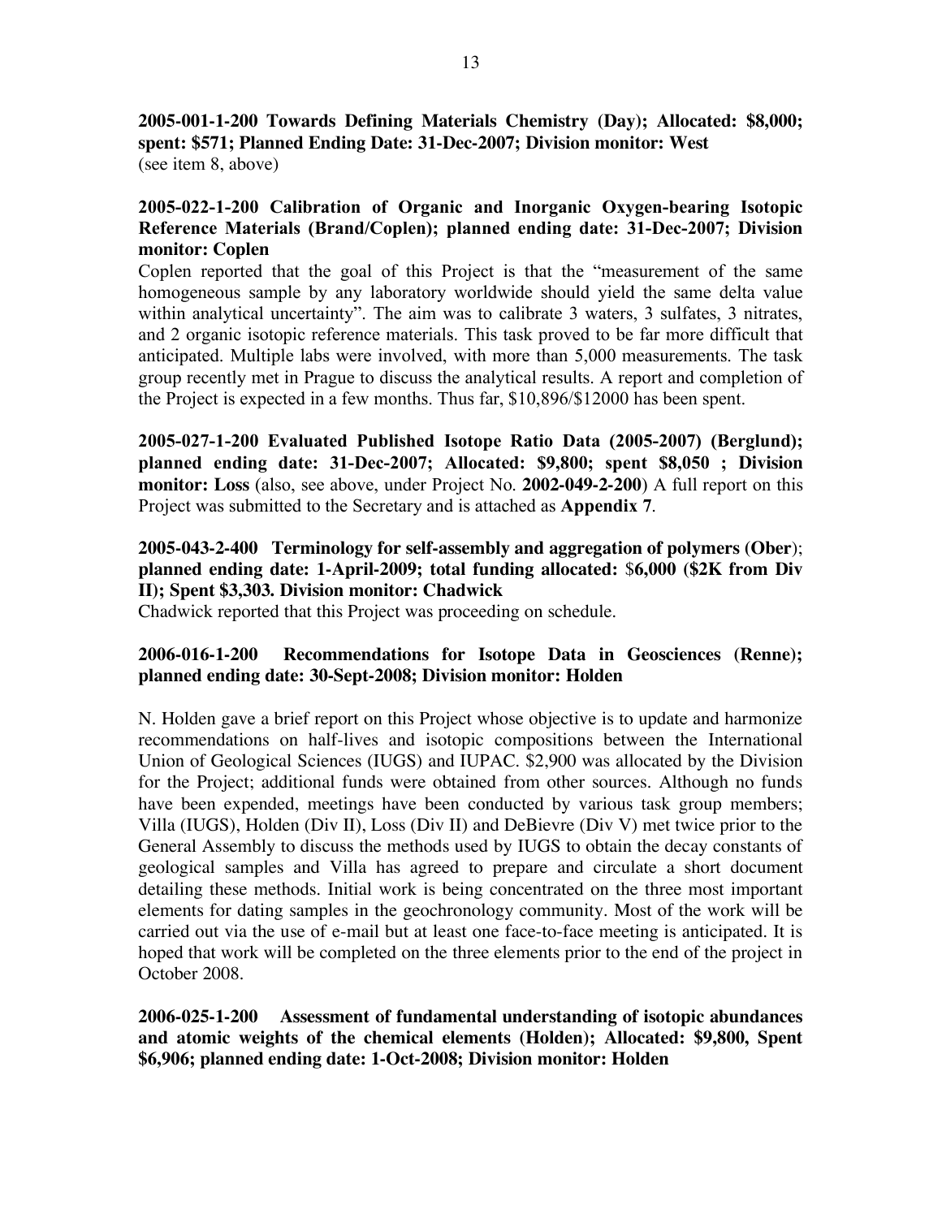**2005-001-1-200 Towards Defining Materials Chemistry (Day); Allocated: $8,000; spent: $571; Planned Ending Date: 31-Dec-2007; Division monitor: West**
(see item 8, above)

**2005-022-1-200 Calibration of Organic and Inorganic Oxygen-bearing Isotopic Reference Materials (Brand/Coplen); planned ending date: 31-Dec-2007; Division monitor: Coplen**

Coplen reported that the goal of this Project is that the "measurement of the same homogeneous sample by any laboratory worldwide should yield the same delta value within analytical uncertainty". The aim was to calibrate 3 waters, 3 sulfates, 3 nitrates, and 2 organic isotopic reference materials. This task proved to be far more difficult that anticipated. Multiple labs were involved, with more than 5,000 measurements. The task group recently met in Prague to discuss the analytical results. A report and completion of the Project is expected in a few months. Thus far, $10,896/$12000 has been spent.

**2005-027-1-200 Evaluated Published Isotope Ratio Data (2005-2007) (Berglund); planned ending date: 31-Dec-2007; Allocated: $9,800; spent $8,050 ; Division monitor: Loss** (also, see above, under Project No. **2002-049-2-200**) A full report on this Project was submitted to the Secretary and is attached as **Appendix 7**.

**2005-043-2-400 Terminology for self-assembly and aggregation of polymers (Ober); planned ending date: 1-April-2009; total funding allocated: $6,000 ($2K from Div II); Spent $3,303. Division monitor: Chadwick**

Chadwick reported that this Project was proceeding on schedule.

**2006-016-1-200 Recommendations for Isotope Data in Geosciences (Renne); planned ending date: 30-Sept-2008; Division monitor: Holden**

N. Holden gave a brief report on this Project whose objective is to update and harmonize recommendations on half-lives and isotopic compositions between the International Union of Geological Sciences (IUGS) and IUPAC. $2,900 was allocated by the Division for the Project; additional funds were obtained from other sources. Although no funds have been expended, meetings have been conducted by various task group members; Villa (IUGS), Holden (Div II), Loss (Div II) and DeBievre (Div V) met twice prior to the General Assembly to discuss the methods used by IUGS to obtain the decay constants of geological samples and Villa has agreed to prepare and circulate a short document detailing these methods. Initial work is being concentrated on the three most important elements for dating samples in the geochronology community. Most of the work will be carried out via the use of e-mail but at least one face-to-face meeting is anticipated. It is hoped that work will be completed on the three elements prior to the end of the project in October 2008.

**2006-025-1-200 Assessment of fundamental understanding of isotopic abundances and atomic weights of the chemical elements (Holden); Allocated: $9,800, Spent $6,906; planned ending date: 1-Oct-2008; Division monitor: Holden**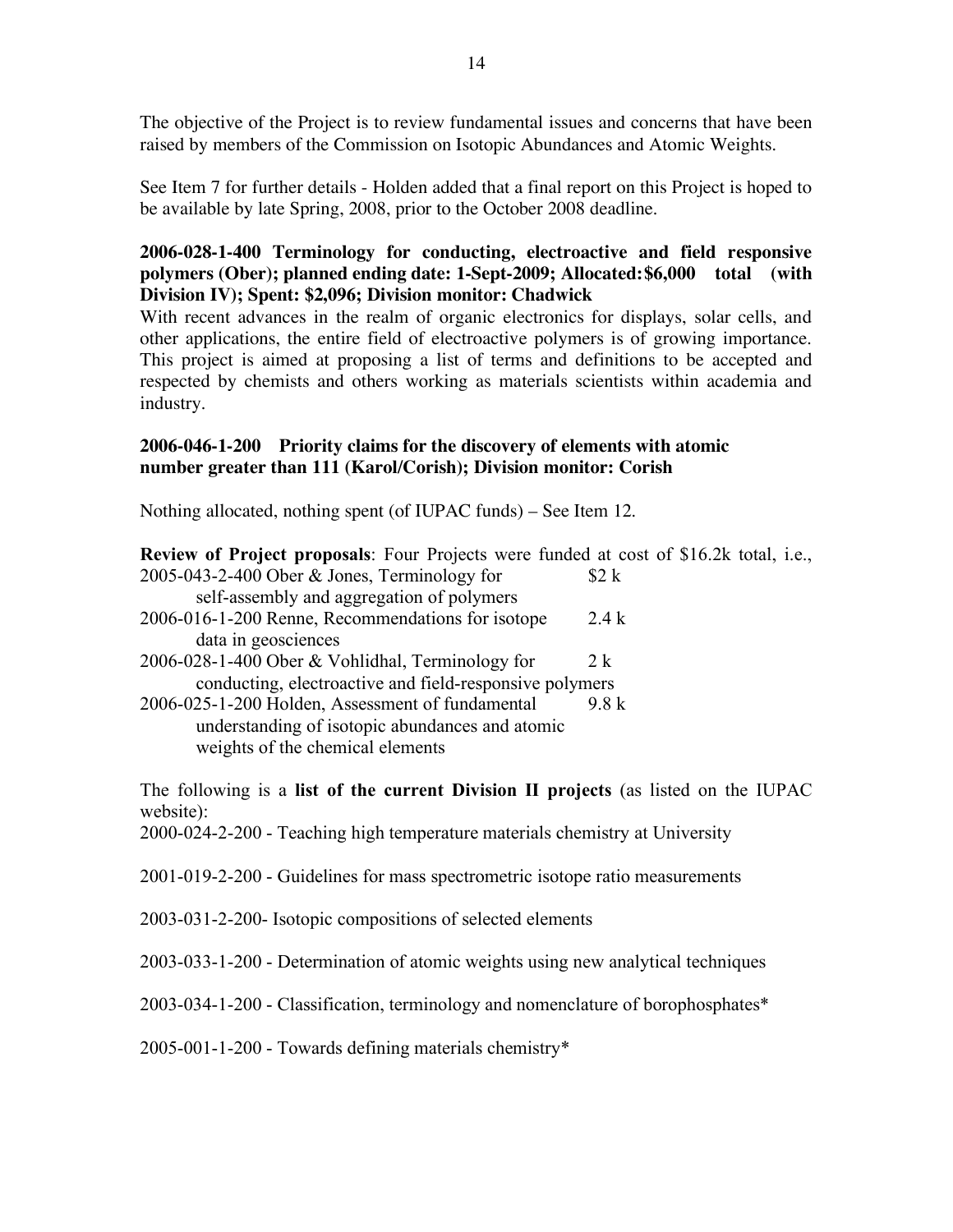The objective of the Project is to review fundamental issues and concerns that have been raised by members of the Commission on Isotopic Abundances and Atomic Weights.

See Item 7 for further details - Holden added that a final report on this Project is hoped to be available by late Spring, 2008, prior to the October 2008 deadline.

**2006-028-1-400 Terminology for conducting, electroactive and field responsive polymers (Ober); planned ending date: 1-Sept-2009; Allocated: $6,000 total (with Division IV); Spent: $2,096; Division monitor: Chadwick**

With recent advances in the realm of organic electronics for displays, solar cells, and other applications, the entire field of electroactive polymers is of growing importance. This project is aimed at proposing a list of terms and definitions to be accepted and respected by chemists and others working as materials scientists within academia and industry.

**2006-046-1-200 Priority claims for the discovery of elements with atomic number greater than 111 (Karol/Corish); Division monitor: Corish**

Nothing allocated, nothing spent (of IUPAC funds) – See Item 12.

**Review of Project proposals**: Four Projects were funded at cost of $16.2k total, i.e.,

| | |
|---|---|
| 2005-043-2-400 Ober & Jones, Terminology for self-assembly and aggregation of polymers | $2 k |
| 2006-016-1-200 Renne, Recommendations for isotope data in geosciences | 2.4 k |
| 2006-028-1-400 Ober & Vohlidhal, Terminology for conducting, electroactive and field-responsive polymers | 2 k |
| 2006-025-1-200 Holden, Assessment of fundamental understanding of isotopic abundances and atomic weights of the chemical elements | 9.8 k |

The following is a **list of the current Division II projects** (as listed on the IUPAC website):

2000-024-2-200 - Teaching high temperature materials chemistry at University

2001-019-2-200 - Guidelines for mass spectrometric isotope ratio measurements

2003-031-2-200- Isotopic compositions of selected elements

2003-033-1-200 - Determination of atomic weights using new analytical techniques

2003-034-1-200 - Classification, terminology and nomenclature of borophosphates*

2005-001-1-200 - Towards defining materials chemistry*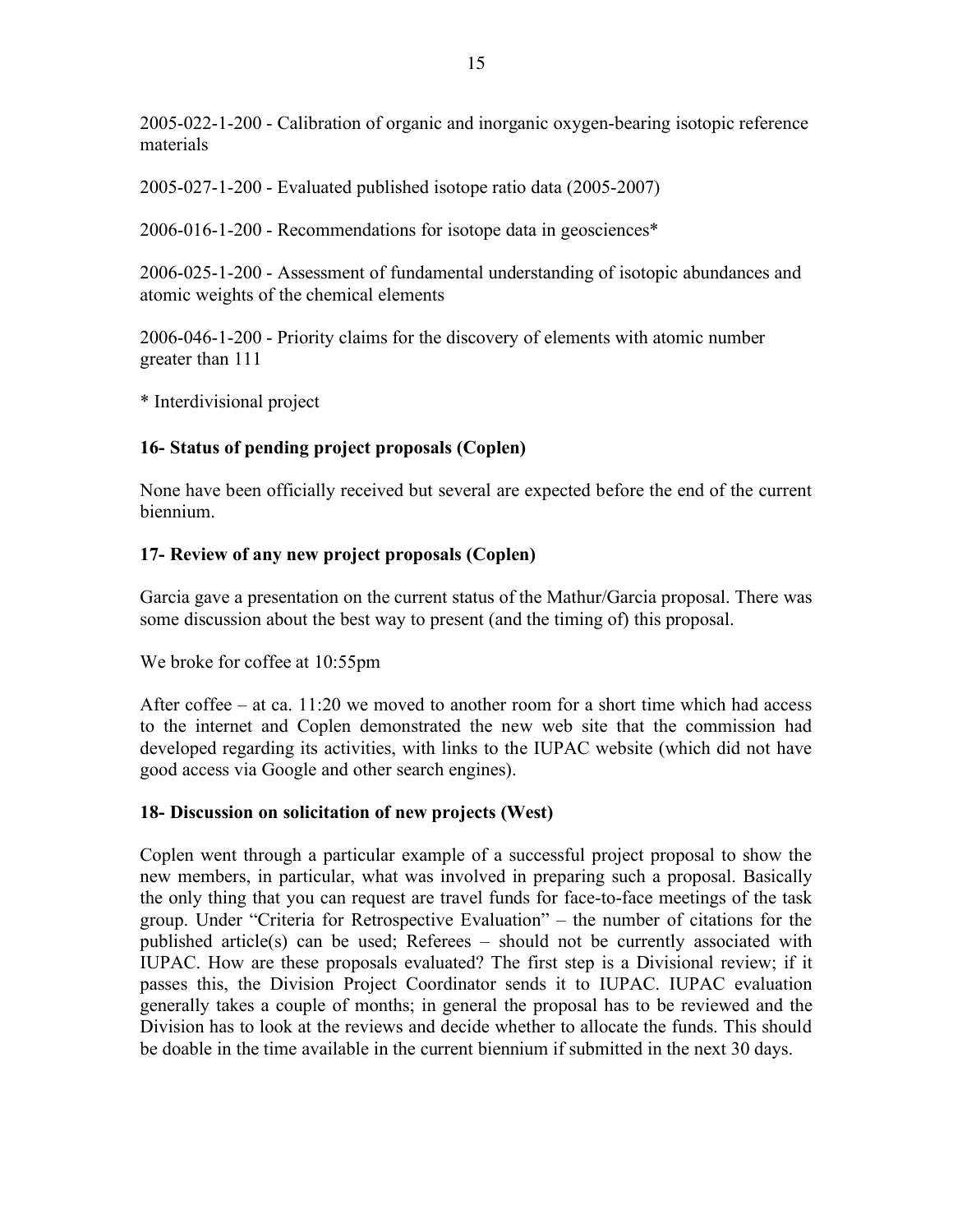2005-022-1-200 - Calibration of organic and inorganic oxygen-bearing isotopic reference materials

2005-027-1-200 - Evaluated published isotope ratio data (2005-2007)

2006-016-1-200 - Recommendations for isotope data in geosciences*

2006-025-1-200 - Assessment of fundamental understanding of isotopic abundances and atomic weights of the chemical elements

2006-046-1-200 - Priority claims for the discovery of elements with atomic number greater than 111

* Interdivisional project

**16- Status of pending project proposals (Coplen)**

None have been officially received but several are expected before the end of the current biennium.

**17- Review of any new project proposals (Coplen)**

Garcia gave a presentation on the current status of the Mathur/Garcia proposal. There was some discussion about the best way to present (and the timing of) this proposal.

We broke for coffee at 10:55pm

After coffee – at ca. 11:20 we moved to another room for a short time which had access to the internet and Coplen demonstrated the new web site that the commission had developed regarding its activities, with links to the IUPAC website (which did not have good access via Google and other search engines).

**18- Discussion on solicitation of new projects (West)**

Coplen went through a particular example of a successful project proposal to show the new members, in particular, what was involved in preparing such a proposal. Basically the only thing that you can request are travel funds for face-to-face meetings of the task group. Under "Criteria for Retrospective Evaluation" – the number of citations for the published article(s) can be used; Referees – should not be currently associated with IUPAC. How are these proposals evaluated? The first step is a Divisional review; if it passes this, the Division Project Coordinator sends it to IUPAC. IUPAC evaluation generally takes a couple of months; in general the proposal has to be reviewed and the Division has to look at the reviews and decide whether to allocate the funds. This should be doable in the time available in the current biennium if submitted in the next 30 days.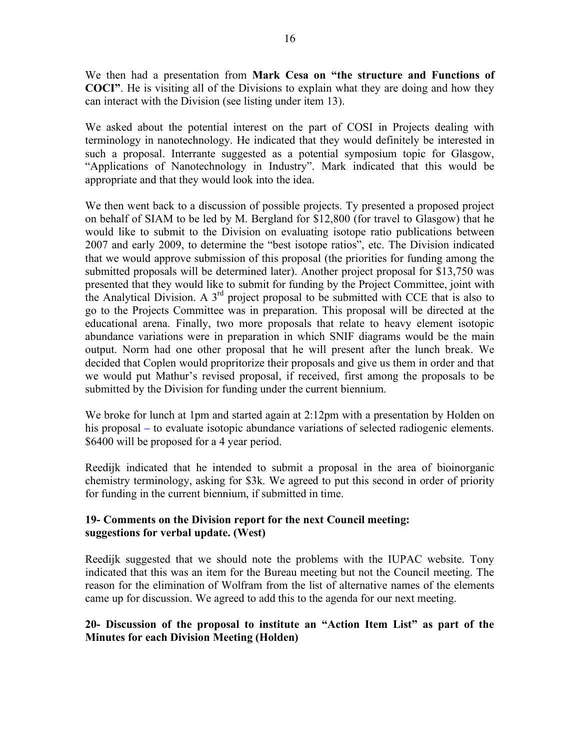We then had a presentation from **Mark Cesa on "the structure and Functions of COCI"**. He is visiting all of the Divisions to explain what they are doing and how they can interact with the Division (see listing under item 13).

We asked about the potential interest on the part of COSI in Projects dealing with terminology in nanotechnology. He indicated that they would definitely be interested in such a proposal. Interrante suggested as a potential symposium topic for Glasgow, "Applications of Nanotechnology in Industry". Mark indicated that this would be appropriate and that they would look into the idea.

We then went back to a discussion of possible projects. Ty presented a proposed project on behalf of SIAM to be led by M. Bergland for $12,800 (for travel to Glasgow) that he would like to submit to the Division on evaluating isotope ratio publications between 2007 and early 2009, to determine the "best isotope ratios", etc. The Division indicated that we would approve submission of this proposal (the priorities for funding among the submitted proposals will be determined later). Another project proposal for $13,750 was presented that they would like to submit for funding by the Project Committee, joint with the Analytical Division. A 3rd project proposal to be submitted with CCE that is also to go to the Projects Committee was in preparation. This proposal will be directed at the educational arena. Finally, two more proposals that relate to heavy element isotopic abundance variations were in preparation in which SNIF diagrams would be the main output. Norm had one other proposal that he will present after the lunch break. We decided that Coplen would propritorize their proposals and give us them in order and that we would put Mathur's revised proposal, if received, first among the proposals to be submitted by the Division for funding under the current biennium.

We broke for lunch at 1pm and started again at 2:12pm with a presentation by Holden on his proposal – to evaluate isotopic abundance variations of selected radiogenic elements. $6400 will be proposed for a 4 year period.

Reedijk indicated that he intended to submit a proposal in the area of bioinorganic chemistry terminology, asking for $3k. We agreed to put this second in order of priority for funding in the current biennium, if submitted in time.

### 19- Comments on the Division report for the next Council meeting: suggestions for verbal update. (West)

Reedijk suggested that we should note the problems with the IUPAC website. Tony indicated that this was an item for the Bureau meeting but not the Council meeting. The reason for the elimination of Wolfram from the list of alternative names of the elements came up for discussion. We agreed to add this to the agenda for our next meeting.

### 20- Discussion of the proposal to institute an "Action Item List" as part of the Minutes for each Division Meeting (Holden)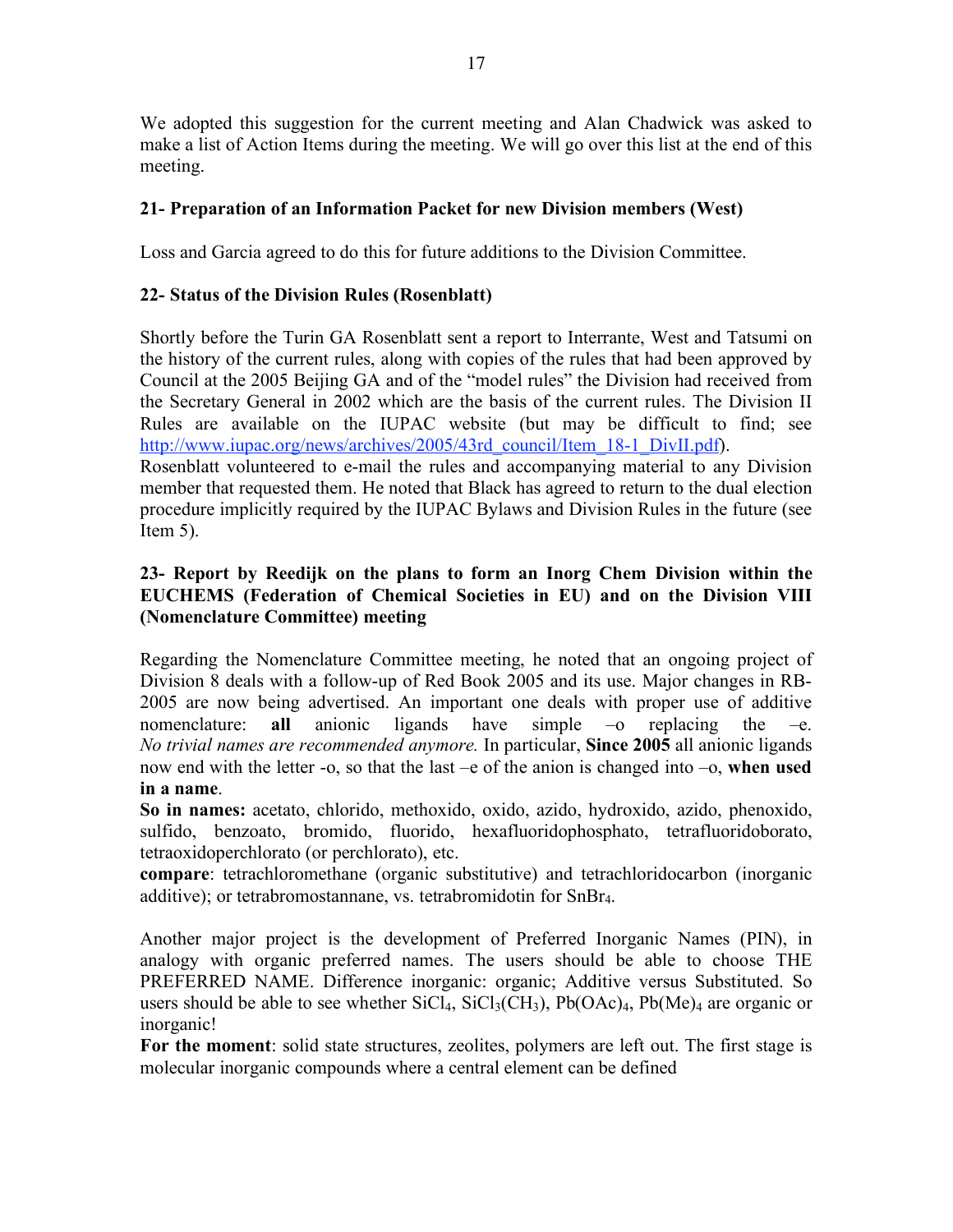We adopted this suggestion for the current meeting and Alan Chadwick was asked to make a list of Action Items during the meeting. We will go over this list at the end of this meeting.

**21- Preparation of an Information Packet for new Division members (West)**

Loss and Garcia agreed to do this for future additions to the Division Committee.

**22- Status of the Division Rules (Rosenblatt)**

Shortly before the Turin GA Rosenblatt sent a report to Interrante, West and Tatsumi on the history of the current rules, along with copies of the rules that had been approved by Council at the 2005 Beijing GA and of the "model rules" the Division had received from the Secretary General in 2002 which are the basis of the current rules. The Division II Rules are available on the IUPAC website (but may be difficult to find; see http://www.iupac.org/news/archives/2005/43rd_council/Item_18-1_DivII.pdf).
Rosenblatt volunteered to e-mail the rules and accompanying material to any Division member that requested them. He noted that Black has agreed to return to the dual election procedure implicitly required by the IUPAC Bylaws and Division Rules in the future (see Item 5).

**23- Report by Reedijk on the plans to form an Inorg Chem Division within the EUCHEMS (Federation of Chemical Societies in EU) and on the Division VIII (Nomenclature Committee) meeting**

Regarding the Nomenclature Committee meeting, he noted that an ongoing project of Division 8 deals with a follow-up of Red Book 2005 and its use. Major changes in RB-2005 are now being advertised. An important one deals with proper use of additive nomenclature: **all** anionic ligands have simple –o replacing the –e. *No trivial names are recommended anymore.* In particular, **Since 2005** all anionic ligands now end with the letter -o, so that the last –e of the anion is changed into –o, **when used in a name**.

**So in names:** acetato, chlorido, methoxido, oxido, azido, hydroxido, azido, phenoxido, sulfido, benzoato, bromido, fluorido, hexafluoridophosphato, tetrafluoridoborato, tetraoxidoperchlorato (or perchlorato), etc.

**compare**: tetrachloromethane (organic substitutive) and tetrachloridocarbon (inorganic additive); or tetrabromostannane, vs. tetrabromidotin for $SnBr_4$.

Another major project is the development of Preferred Inorganic Names (PIN), in analogy with organic preferred names. The users should be able to choose THE PREFERRED NAME. Difference inorganic: organic; Additive versus Substituted. So users should be able to see whether $SiCl_4$, $SiCl_3(CH_3)$, $Pb(OAc)_4$, $Pb(Me)_4$ are organic or inorganic!

**For the moment**: solid state structures, zeolites, polymers are left out. The first stage is molecular inorganic compounds where a central element can be defined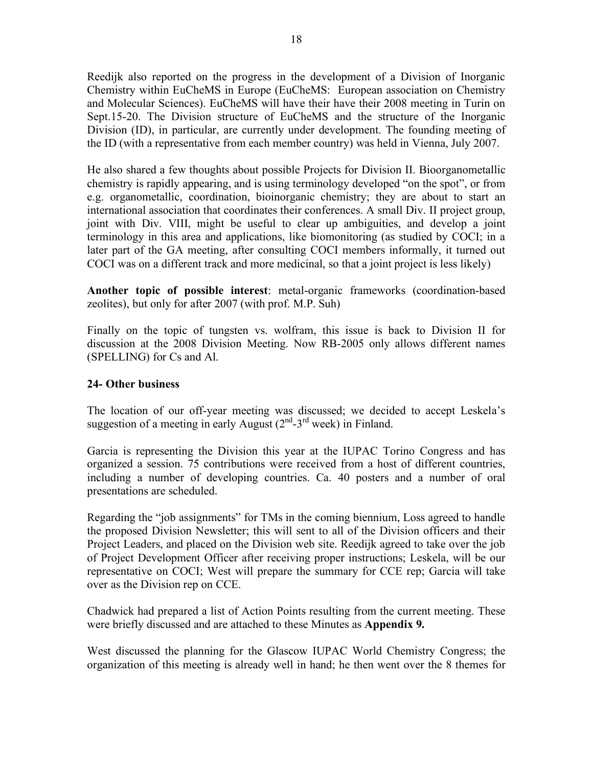Reedijk also reported on the progress in the development of a Division of Inorganic Chemistry within EuCheMS in Europe (EuCheMS: European association on Chemistry and Molecular Sciences). EuCheMS will have their have their 2008 meeting in Turin on Sept.15-20. The Division structure of EuCheMS and the structure of the Inorganic Division (ID), in particular, are currently under development. The founding meeting of the ID (with a representative from each member country) was held in Vienna, July 2007.

He also shared a few thoughts about possible Projects for Division II. Bioorganometallic chemistry is rapidly appearing, and is using terminology developed "on the spot", or from e.g. organometallic, coordination, bioinorganic chemistry; they are about to start an international association that coordinates their conferences. A small Div. II project group, joint with Div. VIII, might be useful to clear up ambiguities, and develop a joint terminology in this area and applications, like biomonitoring (as studied by COCI; in a later part of the GA meeting, after consulting COCI members informally, it turned out COCI was on a different track and more medicinal, so that a joint project is less likely)

**Another topic of possible interest**: metal-organic frameworks (coordination-based zeolites), but only for after 2007 (with prof. M.P. Suh)

Finally on the topic of tungsten vs. wolfram, this issue is back to Division II for discussion at the 2008 Division Meeting. Now RB-2005 only allows different names (SPELLING) for Cs and Al.

**24- Other business**

The location of our off-year meeting was discussed; we decided to accept Leskela's suggestion of a meeting in early August (2nd-3rd week) in Finland.

Garcia is representing the Division this year at the IUPAC Torino Congress and has organized a session. 75 contributions were received from a host of different countries, including a number of developing countries. Ca. 40 posters and a number of oral presentations are scheduled.

Regarding the "job assignments" for TMs in the coming biennium, Loss agreed to handle the proposed Division Newsletter; this will sent to all of the Division officers and their Project Leaders, and placed on the Division web site. Reedijk agreed to take over the job of Project Development Officer after receiving proper instructions; Leskela, will be our representative on COCI; West will prepare the summary for CCE rep; Garcia will take over as the Division rep on CCE.

Chadwick had prepared a list of Action Points resulting from the current meeting. These were briefly discussed and are attached to these Minutes as **Appendix 9.**

West discussed the planning for the Glascow IUPAC World Chemistry Congress; the organization of this meeting is already well in hand; he then went over the 8 themes for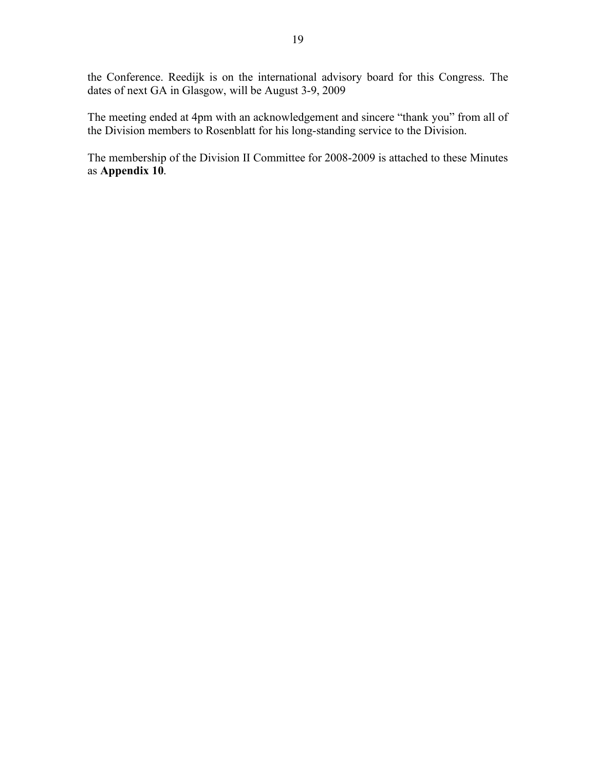the Conference. Reedijk is on the international advisory board for this Congress. The dates of next GA in Glasgow, will be August 3-9, 2009

The meeting ended at 4pm with an acknowledgement and sincere "thank you" from all of the Division members to Rosenblatt for his long-standing service to the Division.

The membership of the Division II Committee for 2008-2009 is attached to these Minutes as **Appendix 10**.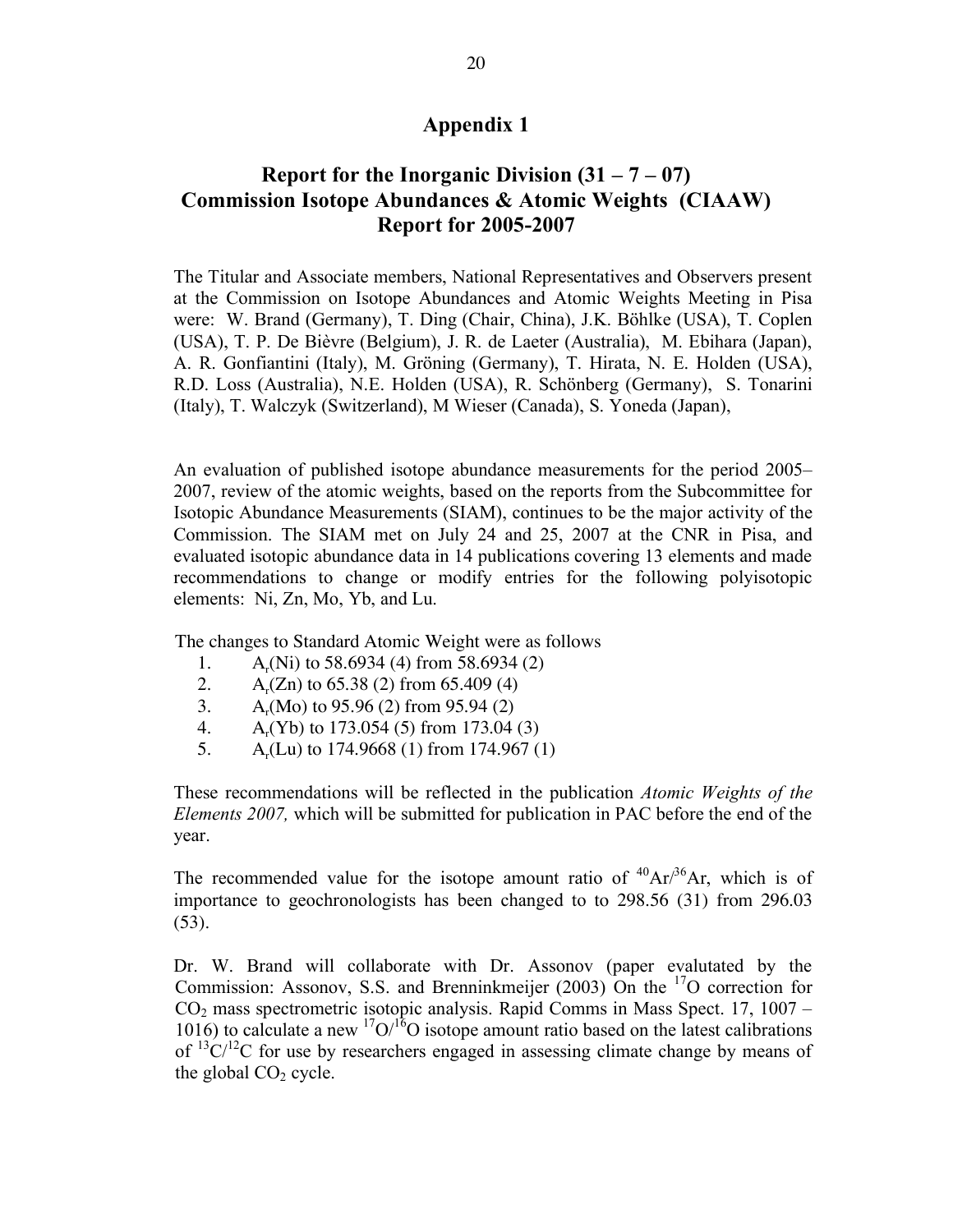# Appendix 1

## Report for the Inorganic Division (31 – 7 – 07)
## Commission Isotope Abundances & Atomic Weights (CIAAW)
## Report for 2005-2007

The Titular and Associate members, National Representatives and Observers present at the Commission on Isotope Abundances and Atomic Weights Meeting in Pisa were: W. Brand (Germany), T. Ding (Chair, China), J.K. Böhlke (USA), T. Coplen (USA), T. P. De Bièvre (Belgium), J. R. de Laeter (Australia), M. Ebihara (Japan), A. R. Gonfiantini (Italy), M. Gröning (Germany), T. Hirata, N. E. Holden (USA), R.D. Loss (Australia), N.E. Holden (USA), R. Schönberg (Germany), S. Tonarini (Italy), T. Walczyk (Switzerland), M Wieser (Canada), S. Yoneda (Japan),

An evaluation of published isotope abundance measurements for the period 2005–2007, review of the atomic weights, based on the reports from the Subcommittee for Isotopic Abundance Measurements (SIAM), continues to be the major activity of the Commission. The SIAM met on July 24 and 25, 2007 at the CNR in Pisa, and evaluated isotopic abundance data in 14 publications covering 13 elements and made recommendations to change or modify entries for the following polyisotopic elements: Ni, Zn, Mo, Yb, and Lu.

The changes to Standard Atomic Weight were as follows

1. $A_r$(Ni) to 58.6934 (4) from 58.6934 (2)
2. $A_r$(Zn) to 65.38 (2) from 65.409 (4)
3. $A_r$(Mo) to 95.96 (2) from 95.94 (2)
4. $A_r$(Yb) to 173.054 (5) from 173.04 (3)
5. $A_r$(Lu) to 174.9668 (1) from 174.967 (1)

These recommendations will be reflected in the publication *Atomic Weights of the Elements 2007,* which will be submitted for publication in PAC before the end of the year.

The recommended value for the isotope amount ratio of $^{40}Ar/^{36}Ar$, which is of importance to geochronologists has been changed to to 298.56 (31) from 296.03 (53).

Dr. W. Brand will collaborate with Dr. Assonov (paper evalutated by the Commission: Assonov, S.S. and Brenninkmeijer (2003) On the $^{17}O$ correction for $CO_2$ mass spectrometric isotopic analysis. Rapid Comms in Mass Spect. 17, 1007 – 1016) to calculate a new $^{17}O/^{16}O$ isotope amount ratio based on the latest calibrations of $^{13}C/^{12}C$ for use by researchers engaged in assessing climate change by means of the global $CO_2$ cycle.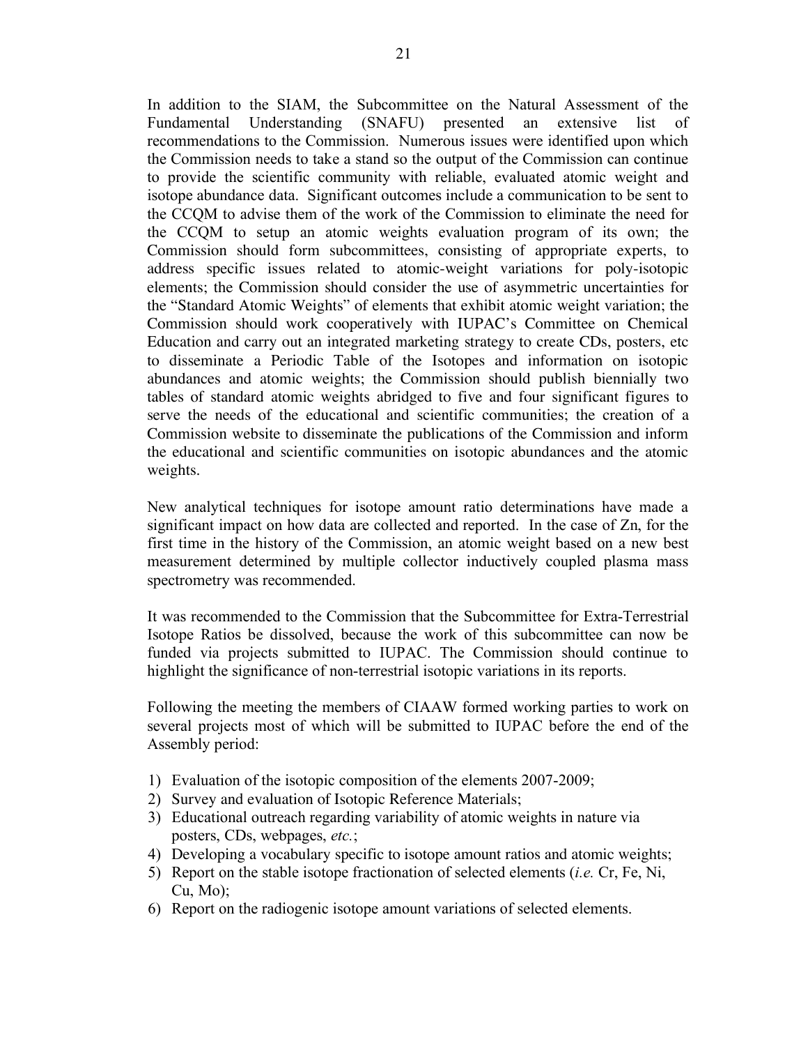In addition to the SIAM, the Subcommittee on the Natural Assessment of the Fundamental Understanding (SNAFU) presented an extensive list of recommendations to the Commission. Numerous issues were identified upon which the Commission needs to take a stand so the output of the Commission can continue to provide the scientific community with reliable, evaluated atomic weight and isotope abundance data. Significant outcomes include a communication to be sent to the CCQM to advise them of the work of the Commission to eliminate the need for the CCQM to setup an atomic weights evaluation program of its own; the Commission should form subcommittees, consisting of appropriate experts, to address specific issues related to atomic-weight variations for poly-isotopic elements; the Commission should consider the use of asymmetric uncertainties for the "Standard Atomic Weights" of elements that exhibit atomic weight variation; the Commission should work cooperatively with IUPAC's Committee on Chemical Education and carry out an integrated marketing strategy to create CDs, posters, etc to disseminate a Periodic Table of the Isotopes and information on isotopic abundances and atomic weights; the Commission should publish biennially two tables of standard atomic weights abridged to five and four significant figures to serve the needs of the educational and scientific communities; the creation of a Commission website to disseminate the publications of the Commission and inform the educational and scientific communities on isotopic abundances and the atomic weights.

New analytical techniques for isotope amount ratio determinations have made a significant impact on how data are collected and reported. In the case of Zn, for the first time in the history of the Commission, an atomic weight based on a new best measurement determined by multiple collector inductively coupled plasma mass spectrometry was recommended.

It was recommended to the Commission that the Subcommittee for Extra-Terrestrial Isotope Ratios be dissolved, because the work of this subcommittee can now be funded via projects submitted to IUPAC. The Commission should continue to highlight the significance of non-terrestrial isotopic variations in its reports.

Following the meeting the members of CIAAW formed working parties to work on several projects most of which will be submitted to IUPAC before the end of the Assembly period:

1) Evaluation of the isotopic composition of the elements 2007-2009;
2) Survey and evaluation of Isotopic Reference Materials;
3) Educational outreach regarding variability of atomic weights in nature via posters, CDs, webpages, *etc.*;
4) Developing a vocabulary specific to isotope amount ratios and atomic weights;
5) Report on the stable isotope fractionation of selected elements (*i.e.* Cr, Fe, Ni, Cu, Mo);
6) Report on the radiogenic isotope amount variations of selected elements.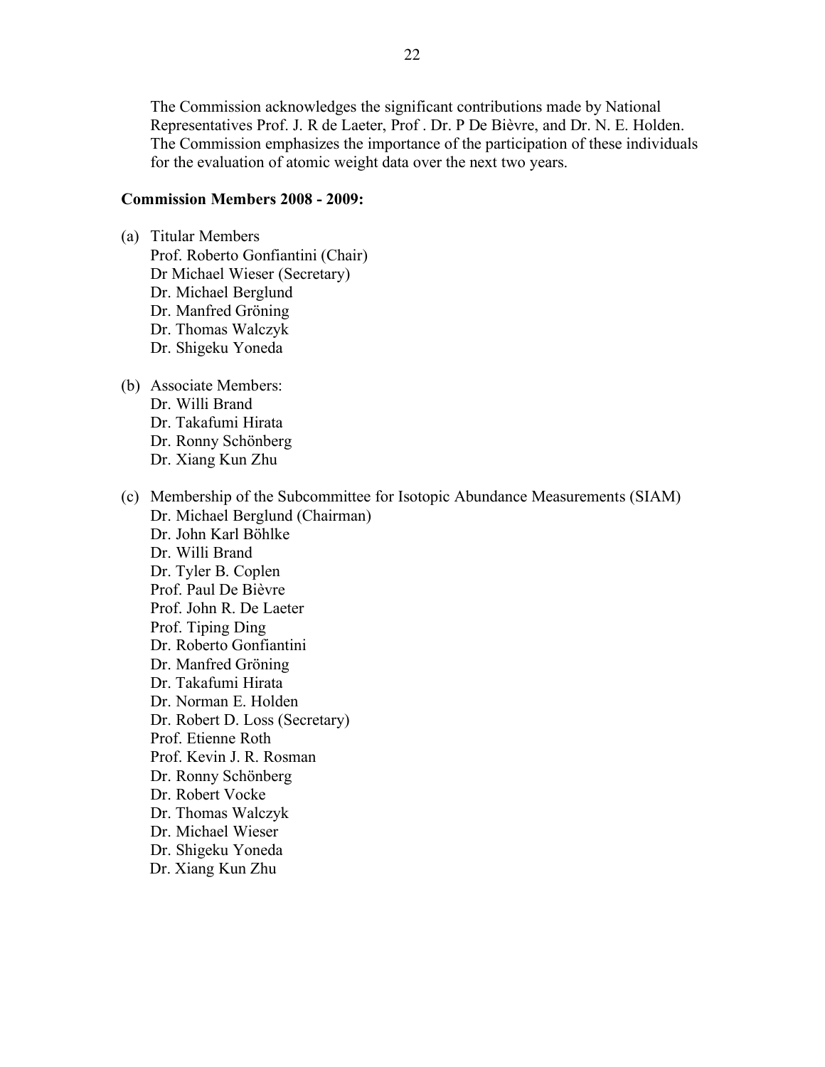The Commission acknowledges the significant contributions made by National Representatives Prof. J. R de Laeter, Prof . Dr. P De Bièvre, and Dr. N. E. Holden. The Commission emphasizes the importance of the participation of these individuals for the evaluation of atomic weight data over the next two years.

**Commission Members 2008 - 2009:**

(a) Titular Members
Prof. Roberto Gonfiantini (Chair)
Dr Michael Wieser (Secretary)
Dr. Michael Berglund
Dr. Manfred Gröning
Dr. Thomas Walczyk
Dr. Shigeku Yoneda

(b) Associate Members:
Dr. Willi Brand
Dr. Takafumi Hirata
Dr. Ronny Schönberg
Dr. Xiang Kun Zhu

(c) Membership of the Subcommittee for Isotopic Abundance Measurements (SIAM)
Dr. Michael Berglund (Chairman)
Dr. John Karl Böhlke
Dr. Willi Brand
Dr. Tyler B. Coplen
Prof. Paul De Bièvre
Prof. John R. De Laeter
Prof. Tiping Ding
Dr. Roberto Gonfiantini
Dr. Manfred Gröning
Dr. Takafumi Hirata
Dr. Norman E. Holden
Dr. Robert D. Loss (Secretary)
Prof. Etienne Roth
Prof. Kevin J. R. Rosman
Dr. Ronny Schönberg
Dr. Robert Vocke
Dr. Thomas Walczyk
Dr. Michael Wieser
Dr. Shigeku Yoneda
Dr. Xiang Kun Zhu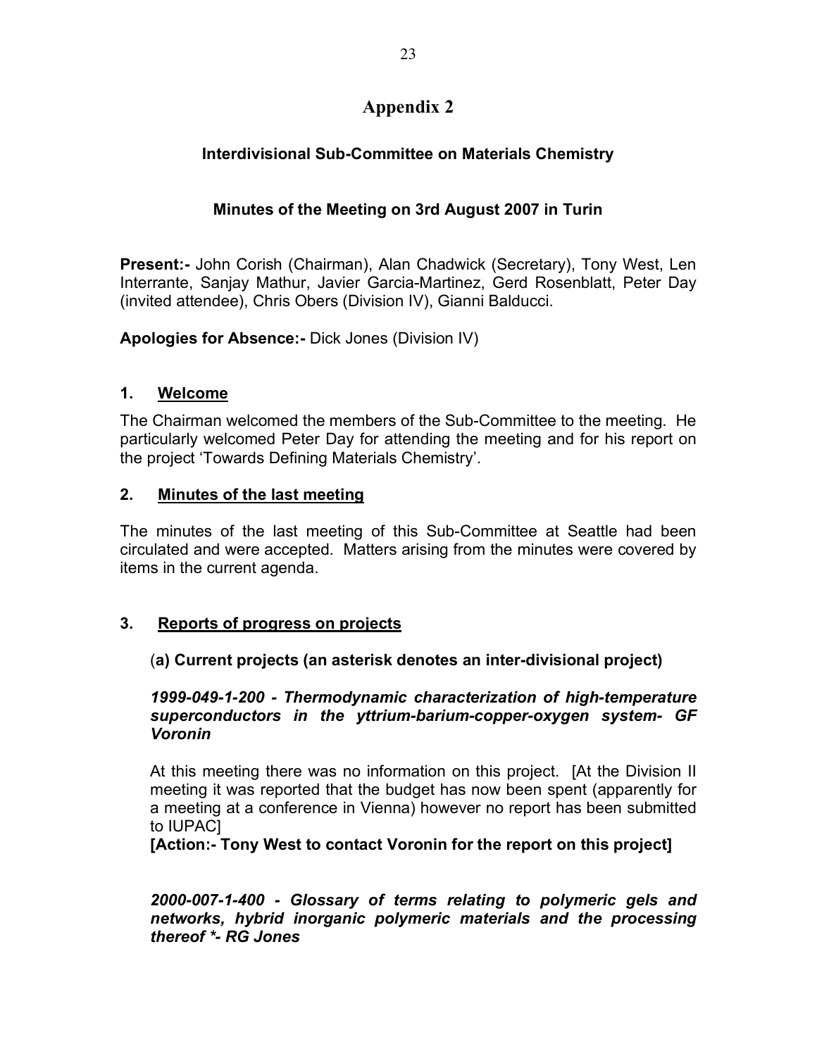# Appendix 2

## Interdivisional Sub-Committee on Materials Chemistry

### Minutes of the Meeting on 3rd August 2007 in Turin

**Present:-** John Corish (Chairman), Alan Chadwick (Secretary), Tony West, Len Interrante, Sanjay Mathur, Javier Garcia-Martinez, Gerd Rosenblatt, Peter Day (invited attendee), Chris Obers (Division IV), Gianni Balducci.

**Apologies for Absence:-** Dick Jones (Division IV)

### 1. Welcome

The Chairman welcomed the members of the Sub-Committee to the meeting. He particularly welcomed Peter Day for attending the meeting and for his report on the project 'Towards Defining Materials Chemistry'.

### 2. Minutes of the last meeting

The minutes of the last meeting of this Sub-Committee at Seattle had been circulated and were accepted. Matters arising from the minutes were covered by items in the current agenda.

### 3. Reports of progress on projects

(**a) Current projects (an asterisk denotes an inter-divisional project)**

***1999-049-1-200 - Thermodynamic characterization of high-temperature superconductors in the yttrium-barium-copper-oxygen system- GF Voronin***

At this meeting there was no information on this project. [At the Division II meeting it was reported that the budget has now been spent (apparently for a meeting at a conference in Vienna) however no report has been submitted to IUPAC]

**[Action:- Tony West to contact Voronin for the report on this project]**

***2000-007-1-400 - Glossary of terms relating to polymeric gels and networks, hybrid inorganic polymeric materials and the processing thereof *- RG Jones***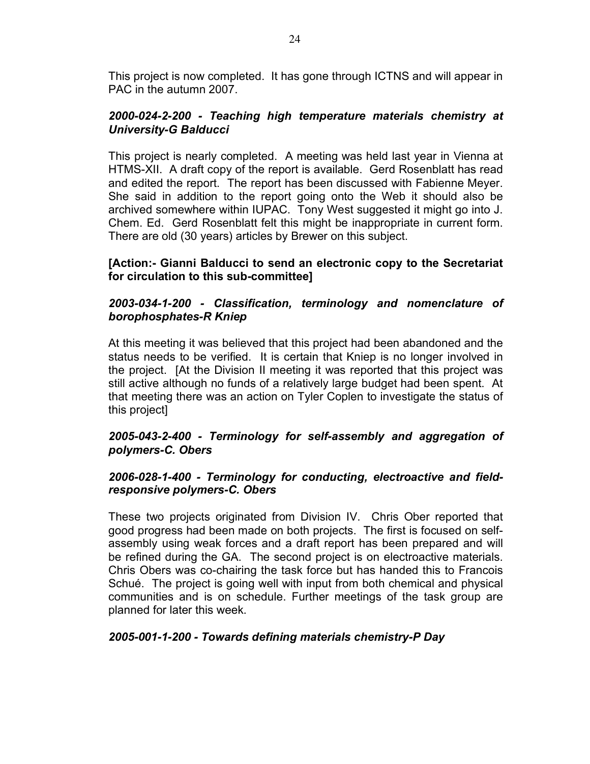This project is now completed. It has gone through ICTNS and will appear in PAC in the autumn 2007.

***2000-024-2-200 - Teaching high temperature materials chemistry at University-G Balducci***

This project is nearly completed. A meeting was held last year in Vienna at HTMS-XII. A draft copy of the report is available. Gerd Rosenblatt has read and edited the report. The report has been discussed with Fabienne Meyer. She said in addition to the report going onto the Web it should also be archived somewhere within IUPAC. Tony West suggested it might go into J. Chem. Ed. Gerd Rosenblatt felt this might be inappropriate in current form. There are old (30 years) articles by Brewer on this subject.

**[Action:- Gianni Balducci to send an electronic copy to the Secretariat for circulation to this sub-committee]**

***2003-034-1-200 - Classification, terminology and nomenclature of borophosphates-R Kniep***

At this meeting it was believed that this project had been abandoned and the status needs to be verified. It is certain that Kniep is no longer involved in the project. [At the Division II meeting it was reported that this project was still active although no funds of a relatively large budget had been spent. At that meeting there was an action on Tyler Coplen to investigate the status of this project]

***2005-043-2-400 - Terminology for self-assembly and aggregation of polymers-C. Obers***

***2006-028-1-400 - Terminology for conducting, electroactive and field-responsive polymers-C. Obers***

These two projects originated from Division IV. Chris Ober reported that good progress had been made on both projects. The first is focused on self-assembly using weak forces and a draft report has been prepared and will be refined during the GA. The second project is on electroactive materials. Chris Obers was co-chairing the task force but has handed this to Francois Schué. The project is going well with input from both chemical and physical communities and is on schedule. Further meetings of the task group are planned for later this week.

***2005-001-1-200 - Towards defining materials chemistry-P Day***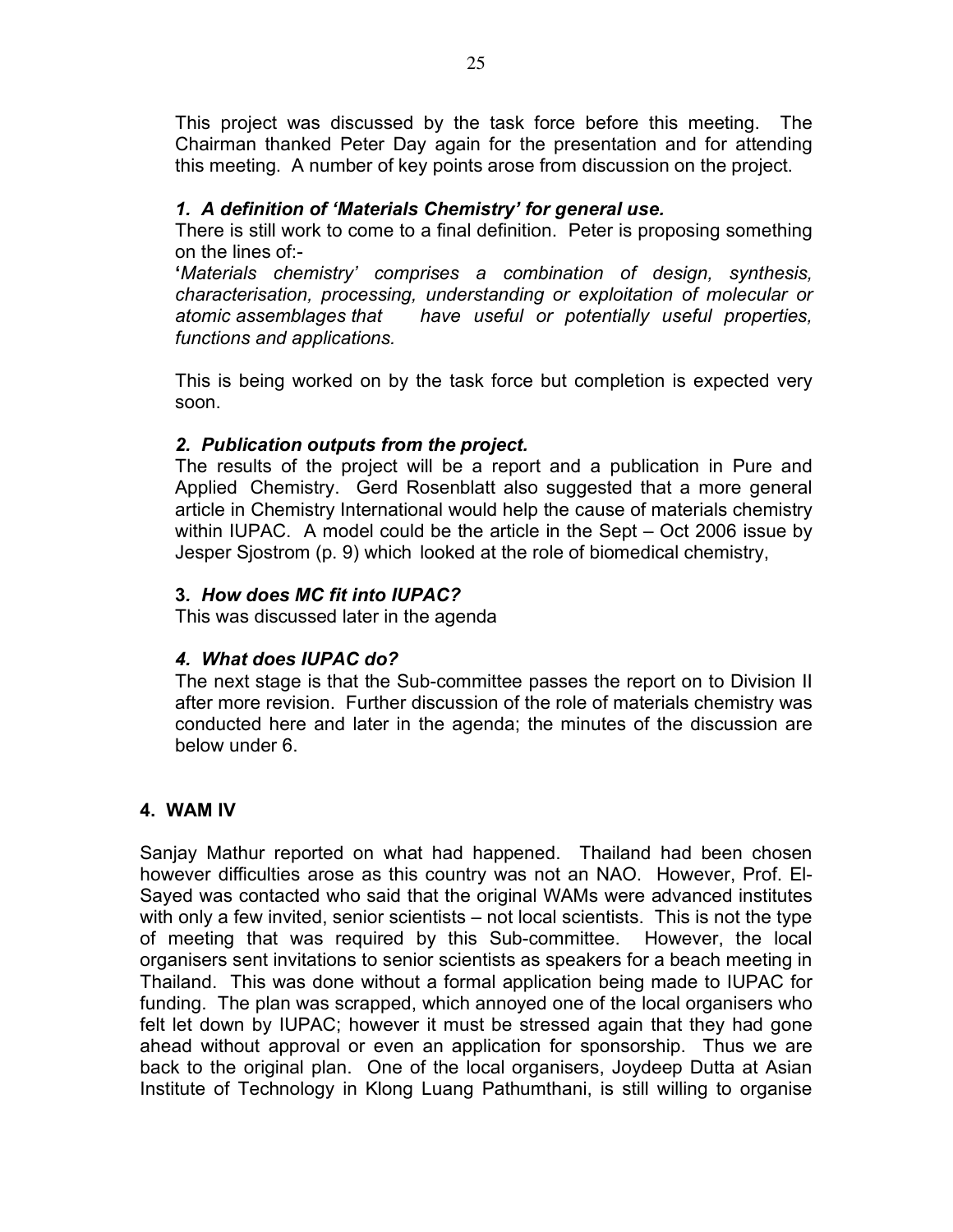This project was discussed by the task force before this meeting. The Chairman thanked Peter Day again for the presentation and for attending this meeting. A number of key points arose from discussion on the project.

***1. A definition of 'Materials Chemistry' for general use.***

There is still work to come to a final definition. Peter is proposing something on the lines of:-

**'***Materials chemistry' comprises a combination of design, synthesis, characterisation, processing, understanding or exploitation of molecular or atomic assemblages that have useful or potentially useful properties, functions and applications.*

This is being worked on by the task force but completion is expected very soon.

***2. Publication outputs from the project.***

The results of the project will be a report and a publication in Pure and Applied Chemistry. Gerd Rosenblatt also suggested that a more general article in Chemistry International would help the cause of materials chemistry within IUPAC. A model could be the article in the Sept – Oct 2006 issue by Jesper Sjostrom (p. 9) which looked at the role of biomedical chemistry,

**3*. How does MC fit into IUPAC?***

This was discussed later in the agenda

***4. What does IUPAC do?***

The next stage is that the Sub-committee passes the report on to Division II after more revision. Further discussion of the role of materials chemistry was conducted here and later in the agenda; the minutes of the discussion are below under 6.

## 4. WAM IV

Sanjay Mathur reported on what had happened. Thailand had been chosen however difficulties arose as this country was not an NAO. However, Prof. El-Sayed was contacted who said that the original WAMs were advanced institutes with only a few invited, senior scientists – not local scientists. This is not the type of meeting that was required by this Sub-committee. However, the local organisers sent invitations to senior scientists as speakers for a beach meeting in Thailand. This was done without a formal application being made to IUPAC for funding. The plan was scrapped, which annoyed one of the local organisers who felt let down by IUPAC; however it must be stressed again that they had gone ahead without approval or even an application for sponsorship. Thus we are back to the original plan. One of the local organisers, Joydeep Dutta at Asian Institute of Technology in Klong Luang Pathumthani, is still willing to organise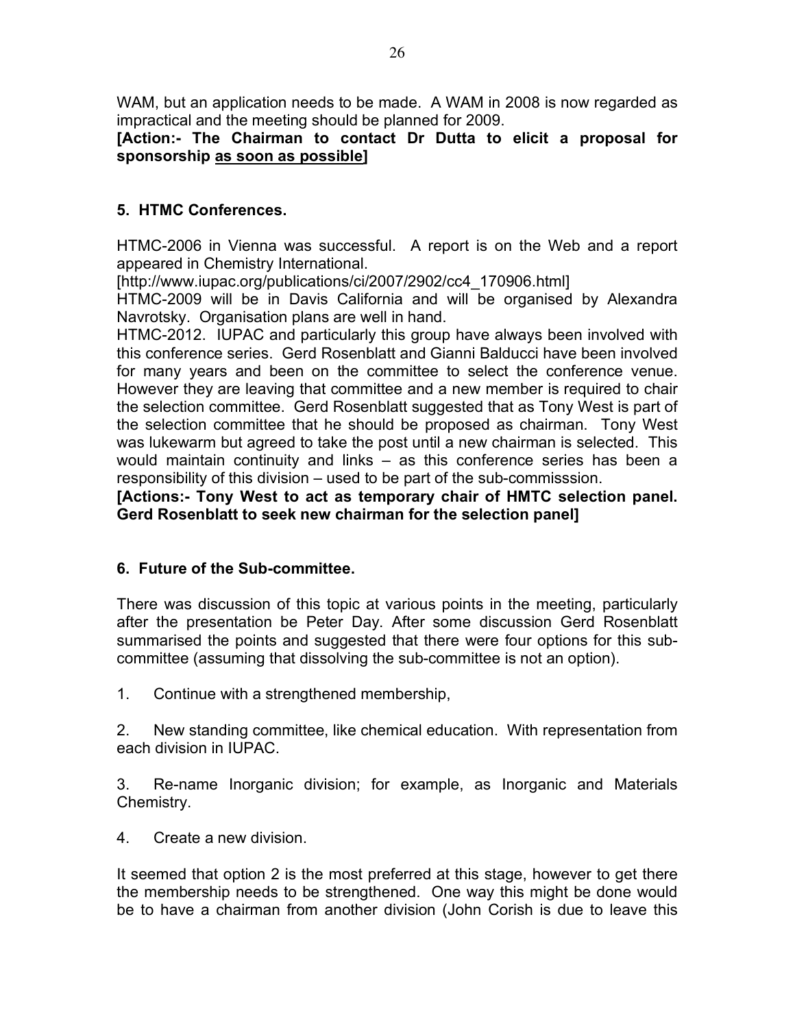WAM, but an application needs to be made. A WAM in 2008 is now regarded as impractical and the meeting should be planned for 2009.

**[Action:- The Chairman to contact Dr Dutta to elicit a proposal for sponsorship <u>as soon as possible</u>]**

## 5. HTMC Conferences.

HTMC-2006 in Vienna was successful. A report is on the Web and a report appeared in Chemistry International.

[http://www.iupac.org/publications/ci/2007/2902/cc4_170906.html]

HTMC-2009 will be in Davis California and will be organised by Alexandra Navrotsky. Organisation plans are well in hand.

HTMC-2012. IUPAC and particularly this group have always been involved with this conference series. Gerd Rosenblatt and Gianni Balducci have been involved for many years and been on the committee to select the conference venue. However they are leaving that committee and a new member is required to chair the selection committee. Gerd Rosenblatt suggested that as Tony West is part of the selection committee that he should be proposed as chairman. Tony West was lukewarm but agreed to take the post until a new chairman is selected. This would maintain continuity and links – as this conference series has been a responsibility of this division – used to be part of the sub-commisssion.

**[Actions:- Tony West to act as temporary chair of HMTC selection panel. Gerd Rosenblatt to seek new chairman for the selection panel]**

## 6. Future of the Sub-committee.

There was discussion of this topic at various points in the meeting, particularly after the presentation be Peter Day. After some discussion Gerd Rosenblatt summarised the points and suggested that there were four options for this sub-committee (assuming that dissolving the sub-committee is not an option).

1. Continue with a strengthened membership,

2. New standing committee, like chemical education. With representation from each division in IUPAC.

3. Re-name Inorganic division; for example, as Inorganic and Materials Chemistry.

4. Create a new division.

It seemed that option 2 is the most preferred at this stage, however to get there the membership needs to be strengthened. One way this might be done would be to have a chairman from another division (John Corish is due to leave this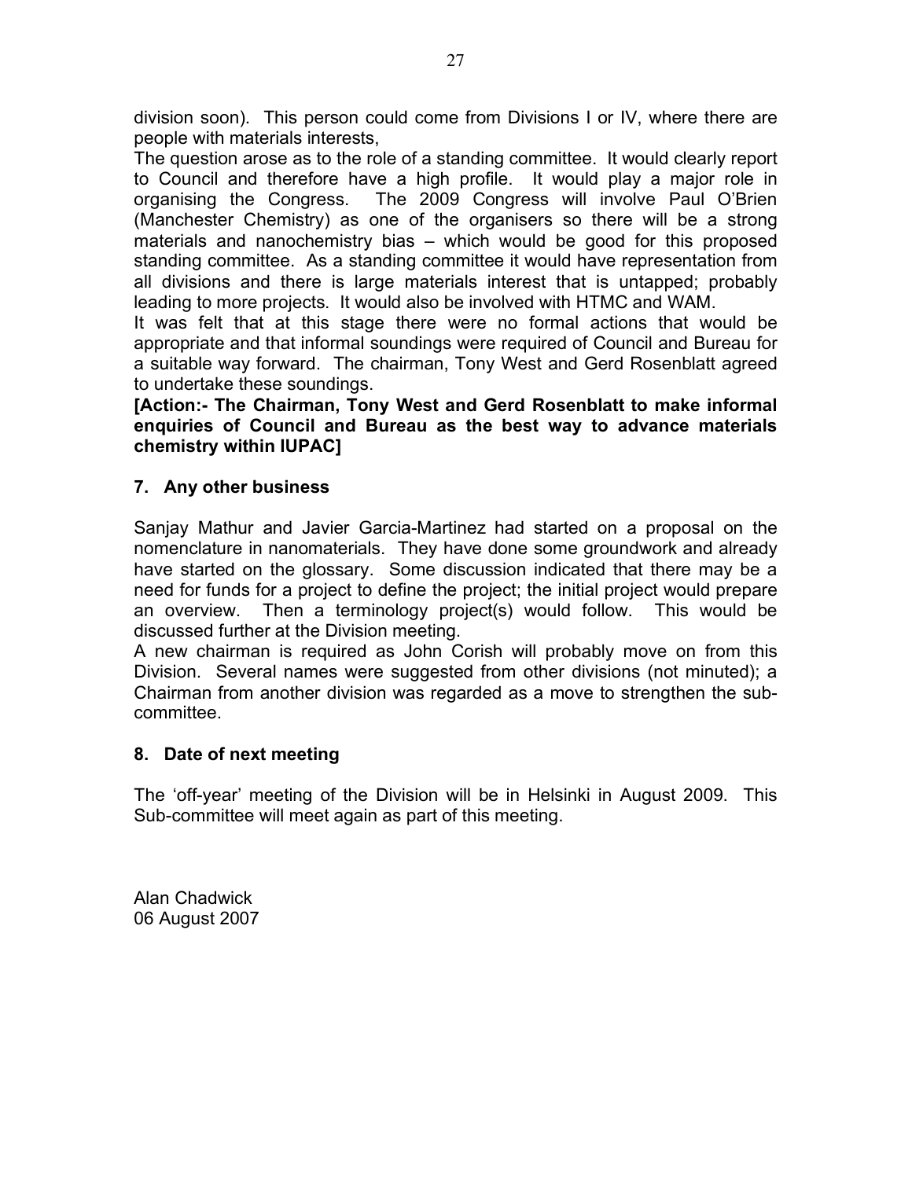division soon). This person could come from Divisions I or IV, where there are people with materials interests,

The question arose as to the role of a standing committee. It would clearly report to Council and therefore have a high profile. It would play a major role in organising the Congress. The 2009 Congress will involve Paul O'Brien (Manchester Chemistry) as one of the organisers so there will be a strong materials and nanochemistry bias – which would be good for this proposed standing committee. As a standing committee it would have representation from all divisions and there is large materials interest that is untapped; probably leading to more projects. It would also be involved with HTMC and WAM.

It was felt that at this stage there were no formal actions that would be appropriate and that informal soundings were required of Council and Bureau for a suitable way forward. The chairman, Tony West and Gerd Rosenblatt agreed to undertake these soundings.

**[Action:- The Chairman, Tony West and Gerd Rosenblatt to make informal enquiries of Council and Bureau as the best way to advance materials chemistry within IUPAC]**

## 7. Any other business

Sanjay Mathur and Javier Garcia-Martinez had started on a proposal on the nomenclature in nanomaterials. They have done some groundwork and already have started on the glossary. Some discussion indicated that there may be a need for funds for a project to define the project; the initial project would prepare an overview. Then a terminology project(s) would follow. This would be discussed further at the Division meeting.

A new chairman is required as John Corish will probably move on from this Division. Several names were suggested from other divisions (not minuted); a Chairman from another division was regarded as a move to strengthen the sub-committee.

## 8. Date of next meeting

The 'off-year' meeting of the Division will be in Helsinki in August 2009. This Sub-committee will meet again as part of this meeting.

Alan Chadwick
06 August 2007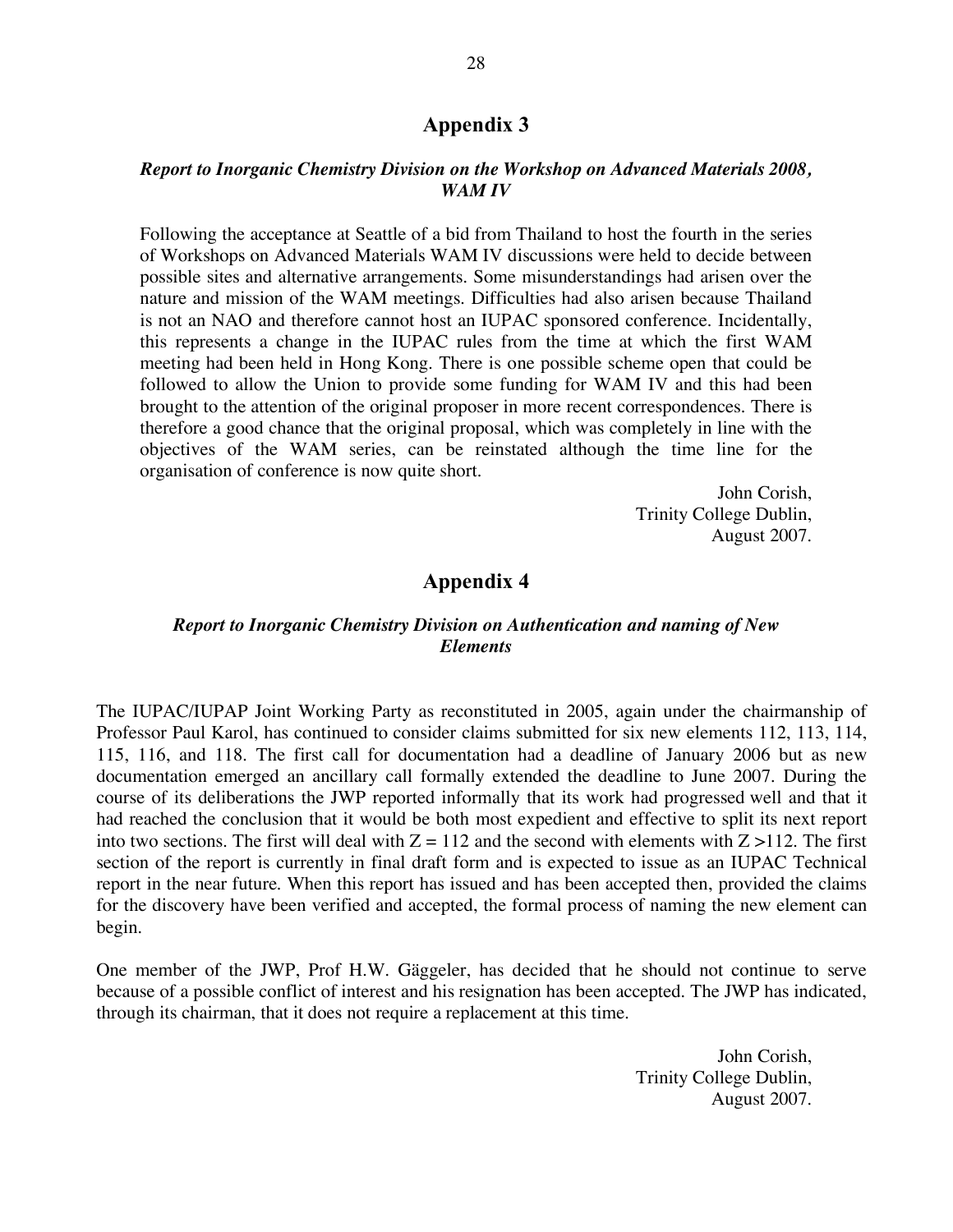# Appendix 3

***Report to Inorganic Chemistry Division on the Workshop on Advanced Materials 2008, WAM IV***

Following the acceptance at Seattle of a bid from Thailand to host the fourth in the series of Workshops on Advanced Materials WAM IV discussions were held to decide between possible sites and alternative arrangements. Some misunderstandings had arisen over the nature and mission of the WAM meetings. Difficulties had also arisen because Thailand is not an NAO and therefore cannot host an IUPAC sponsored conference. Incidentally, this represents a change in the IUPAC rules from the time at which the first WAM meeting had been held in Hong Kong. There is one possible scheme open that could be followed to allow the Union to provide some funding for WAM IV and this had been brought to the attention of the original proposer in more recent correspondences. There is therefore a good chance that the original proposal, which was completely in line with the objectives of the WAM series, can be reinstated although the time line for the organisation of conference is now quite short.

John Corish,
Trinity College Dublin,
August 2007.

# Appendix 4

***Report to Inorganic Chemistry Division on Authentication and naming of New Elements***

The IUPAC/IUPAP Joint Working Party as reconstituted in 2005, again under the chairmanship of Professor Paul Karol, has continued to consider claims submitted for six new elements 112, 113, 114, 115, 116, and 118. The first call for documentation had a deadline of January 2006 but as new documentation emerged an ancillary call formally extended the deadline to June 2007. During the course of its deliberations the JWP reported informally that its work had progressed well and that it had reached the conclusion that it would be both most expedient and effective to split its next report into two sections. The first will deal with $Z = 112$ and the second with elements with $Z > 112$. The first section of the report is currently in final draft form and is expected to issue as an IUPAC Technical report in the near future. When this report has issued and has been accepted then, provided the claims for the discovery have been verified and accepted, the formal process of naming the new element can begin.

One member of the JWP, Prof H.W. Gäggeler, has decided that he should not continue to serve because of a possible conflict of interest and his resignation has been accepted. The JWP has indicated, through its chairman, that it does not require a replacement at this time.

John Corish,
Trinity College Dublin,
August 2007.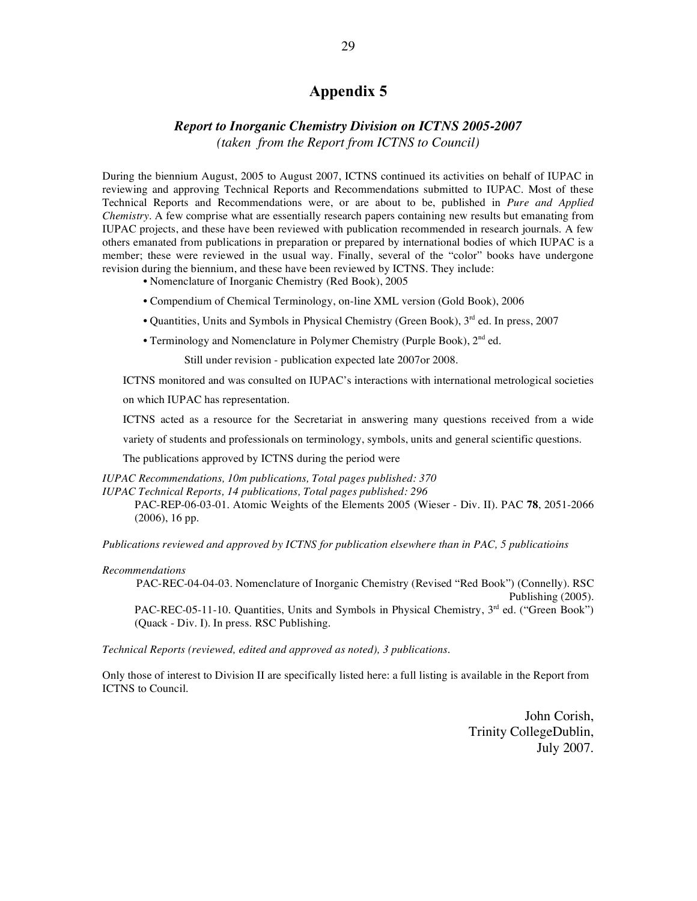# Appendix 5

### *Report to Inorganic Chemistry Division on ICTNS 2005-2007*

*(taken from the Report from ICTNS to Council)*

During the biennium August, 2005 to August 2007, ICTNS continued its activities on behalf of IUPAC in reviewing and approving Technical Reports and Recommendations submitted to IUPAC. Most of these Technical Reports and Recommendations were, or are about to be, published in *Pure and Applied Chemistry*. A few comprise what are essentially research papers containing new results but emanating from IUPAC projects, and these have been reviewed with publication recommended in research journals. A few others emanated from publications in preparation or prepared by international bodies of which IUPAC is a member; these were reviewed in the usual way. Finally, several of the "color" books have undergone revision during the biennium, and these have been reviewed by ICTNS. They include:

- Nomenclature of Inorganic Chemistry (Red Book), 2005
- Compendium of Chemical Terminology, on-line XML version (Gold Book), 2006
- Quantities, Units and Symbols in Physical Chemistry (Green Book), 3rd ed. In press, 2007
- Terminology and Nomenclature in Polymer Chemistry (Purple Book), 2nd ed.

  Still under revision - publication expected late 2007or 2008.

ICTNS monitored and was consulted on IUPAC's interactions with international metrological societies on which IUPAC has representation.

ICTNS acted as a resource for the Secretariat in answering many questions received from a wide variety of students and professionals on terminology, symbols, units and general scientific questions.

The publications approved by ICTNS during the period were

*IUPAC Recommendations, 10m publications, Total pages published: 370*
*IUPAC Technical Reports, 14 publications, Total pages published: 296*

PAC-REP-06-03-01. Atomic Weights of the Elements 2005 (Wieser - Div. II). PAC **78**, 2051-2066 (2006), 16 pp.

*Publications reviewed and approved by ICTNS for publication elsewhere than in PAC, 5 publicatioins*

*Recommendations*

PAC-REC-04-04-03. Nomenclature of Inorganic Chemistry (Revised "Red Book") (Connelly). RSC Publishing (2005).

PAC-REC-05-11-10. Quantities, Units and Symbols in Physical Chemistry, 3rd ed. ("Green Book") (Quack - Div. I). In press. RSC Publishing.

*Technical Reports (reviewed, edited and approved as noted), 3 publications.*

Only those of interest to Division II are specifically listed here: a full listing is available in the Report from ICTNS to Council.

John Corish,
Trinity CollegeDublin,
July 2007.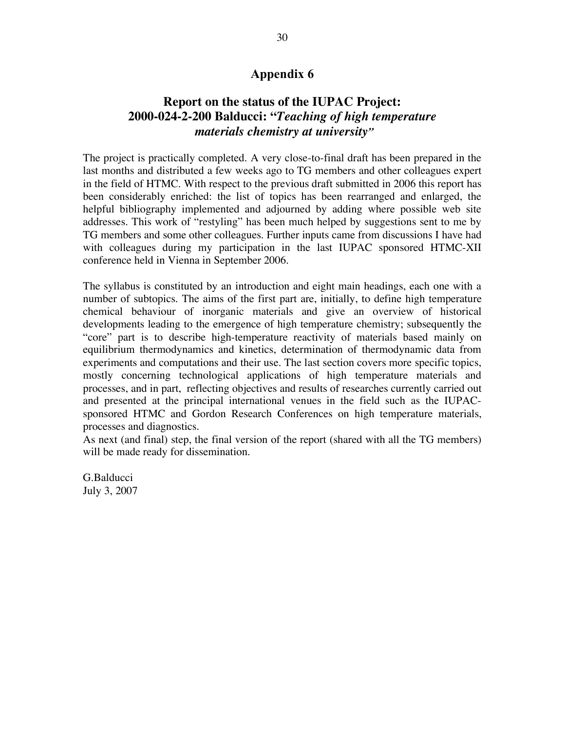# Appendix 6

## Report on the status of the IUPAC Project: 2000-024-2-200 Balducci: "*Teaching of high temperature materials chemistry at university*"

The project is practically completed. A very close-to-final draft has been prepared in the last months and distributed a few weeks ago to TG members and other colleagues expert in the field of HTMC. With respect to the previous draft submitted in 2006 this report has been considerably enriched: the list of topics has been rearranged and enlarged, the helpful bibliography implemented and adjourned by adding where possible web site addresses. This work of "restyling" has been much helped by suggestions sent to me by TG members and some other colleagues. Further inputs came from discussions I have had with colleagues during my participation in the last IUPAC sponsored HTMC-XII conference held in Vienna in September 2006.

The syllabus is constituted by an introduction and eight main headings, each one with a number of subtopics. The aims of the first part are, initially, to define high temperature chemical behaviour of inorganic materials and give an overview of historical developments leading to the emergence of high temperature chemistry; subsequently the "core" part is to describe high-temperature reactivity of materials based mainly on equilibrium thermodynamics and kinetics, determination of thermodynamic data from experiments and computations and their use. The last section covers more specific topics, mostly concerning technological applications of high temperature materials and processes, and in part, reflecting objectives and results of researches currently carried out and presented at the principal international venues in the field such as the IUPAC-sponsored HTMC and Gordon Research Conferences on high temperature materials, processes and diagnostics.
As next (and final) step, the final version of the report (shared with all the TG members) will be made ready for dissemination.

G.Balducci
July 3, 2007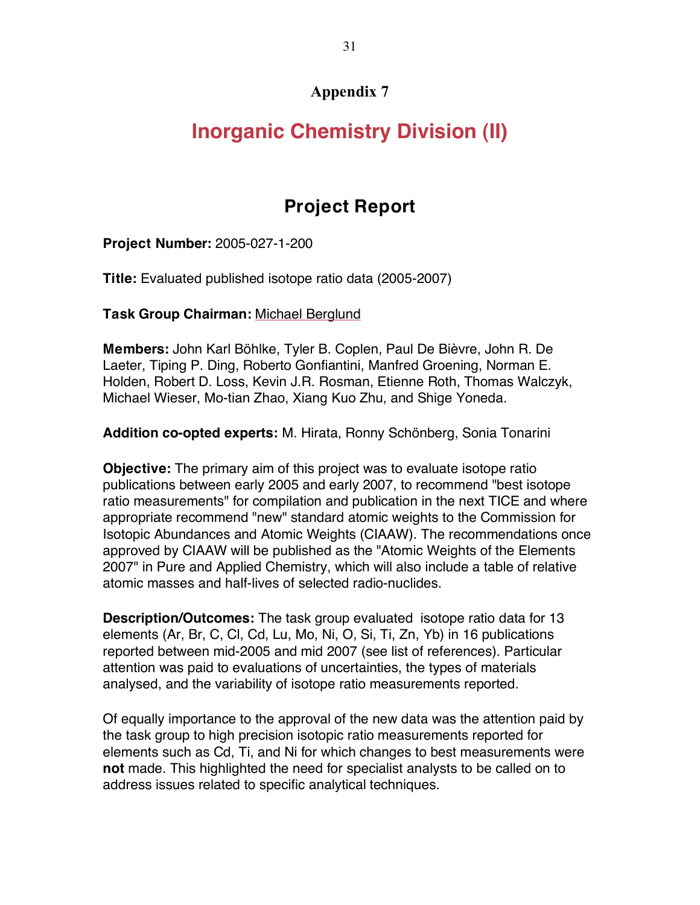## Appendix 7

# Inorganic Chemistry Division (II)

## Project Report

**Project Number:** 2005-027-1-200

**Title:** Evaluated published isotope ratio data (2005-2007)

**Task Group Chairman:** Michael Berglund

**Members:** John Karl Böhlke, Tyler B. Coplen, Paul De Bièvre, John R. De Laeter, Tiping P. Ding, Roberto Gonfiantini, Manfred Groening, Norman E. Holden, Robert D. Loss, Kevin J.R. Rosman, Etienne Roth, Thomas Walczyk, Michael Wieser, Mo-tian Zhao, Xiang Kuo Zhu, and Shige Yoneda.

**Addition co-opted experts:** M. Hirata, Ronny Schönberg, Sonia Tonarini

**Objective:** The primary aim of this project was to evaluate isotope ratio publications between early 2005 and early 2007, to recommend "best isotope ratio measurements" for compilation and publication in the next TICE and where appropriate recommend "new" standard atomic weights to the Commission for Isotopic Abundances and Atomic Weights (CIAAW). The recommendations once approved by CIAAW will be published as the "Atomic Weights of the Elements 2007" in Pure and Applied Chemistry, which will also include a table of relative atomic masses and half-lives of selected radio-nuclides.

**Description/Outcomes:** The task group evaluated isotope ratio data for 13 elements (Ar, Br, C, Cl, Cd, Lu, Mo, Ni, O, Si, Ti, Zn, Yb) in 16 publications reported between mid-2005 and mid 2007 (see list of references). Particular attention was paid to evaluations of uncertainties, the types of materials analysed, and the variability of isotope ratio measurements reported.

Of equally importance to the approval of the new data was the attention paid by the task group to high precision isotopic ratio measurements reported for elements such as Cd, Ti, and Ni for which changes to best measurements were **not** made. This highlighted the need for specialist analysts to be called on to address issues related to specific analytical techniques.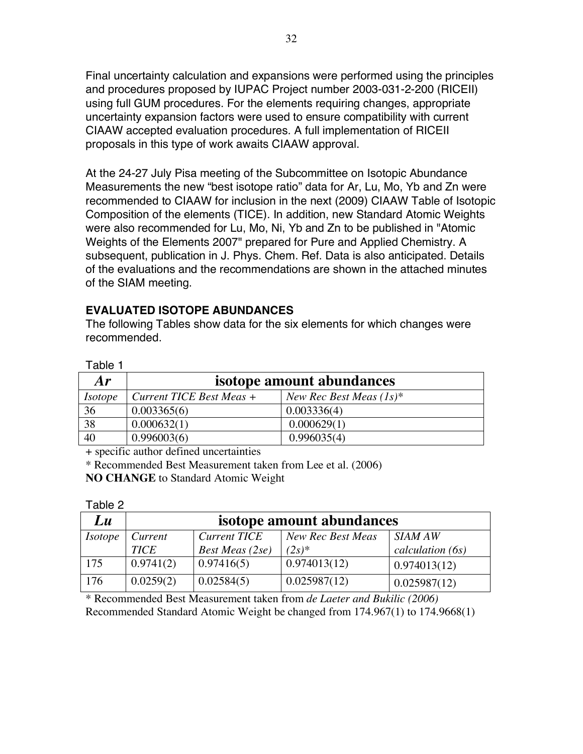Final uncertainty calculation and expansions were performed using the principles and procedures proposed by IUPAC Project number 2003-031-2-200 (RICEII) using full GUM procedures. For the elements requiring changes, appropriate uncertainty expansion factors were used to ensure compatibility with current CIAAW accepted evaluation procedures. A full implementation of RICEII proposals in this type of work awaits CIAAW approval.

At the 24-27 July Pisa meeting of the Subcommittee on Isotopic Abundance Measurements the new "best isotope ratio" data for Ar, Lu, Mo, Yb and Zn were recommended to CIAAW for inclusion in the next (2009) CIAAW Table of Isotopic Composition of the elements (TICE). In addition, new Standard Atomic Weights were also recommended for Lu, Mo, Ni, Yb and Zn to be published in "Atomic Weights of the Elements 2007" prepared for Pure and Applied Chemistry. A subsequent, publication in J. Phys. Chem. Ref. Data is also anticipated. Details of the evaluations and the recommendations are shown in the attached minutes of the SIAM meeting.

## EVALUATED ISOTOPE ABUNDANCES

The following Tables show data for the six elements for which changes were recommended.

Table 1

| ***Ar*** | **isotope amount abundances** | |
|---|---|---|
| *Isotope* | *Current TICE Best Meas +* | *New Rec Best Meas (1s)** |
| 36 | 0.003365(6) | 0.003336(4) |
| 38 | 0.000632(1) | 0.000629(1) |
| 40 | 0.996003(6) | 0.996035(4) |

+ specific author defined uncertainties

* Recommended Best Measurement taken from Lee et al. (2006)

**NO CHANGE** to Standard Atomic Weight

Table 2

| ***Lu*** | **isotope amount abundances** | | | |
|---|---|---|---|---|
| *Isotope* | *Current TICE* | *Current TICE Best Meas (2se)* | *New Rec Best Meas (2s)** | *SIAM AW calculation (6s)* |
| 175 | 0.9741(2) | 0.97416(5) | 0.974013(12) | 0.974013(12) |
| 176 | 0.0259(2) | 0.02584(5) | 0.025987(12) | 0.025987(12) |

* Recommended Best Measurement taken from *de Laeter and Bukilic (2006)*

Recommended Standard Atomic Weight be changed from 174.967(1) to 174.9668(1)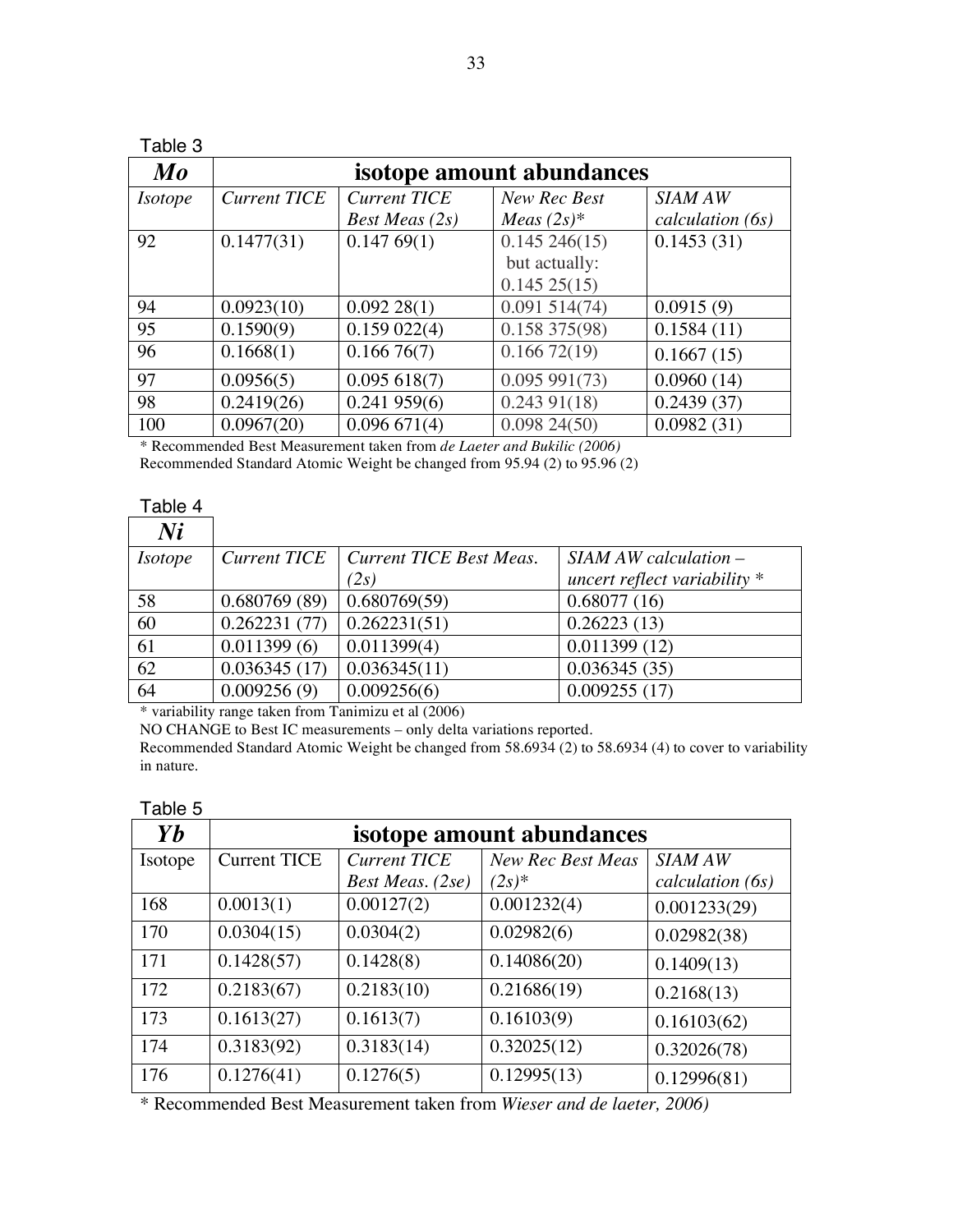Table 3

| *Mo* | isotope amount abundances | | | |
|---|---|---|---|---|
| *Isotope* | *Current TICE* | *Current TICE Best Meas (2s)* | *New Rec Best Meas (2s)** | *SIAM AW calculation (6s)* |
| 92 | 0.1477(31) | 0.147 69(1) | 0.145 246(15) but actually: 0.145 25(15) | 0.1453 (31) |
| 94 | 0.0923(10) | 0.092 28(1) | 0.091 514(74) | 0.0915 (9) |
| 95 | 0.1590(9) | 0.159 022(4) | 0.158 375(98) | 0.1584 (11) |
| 96 | 0.1668(1) | 0.166 76(7) | 0.166 72(19) | 0.1667 (15) |
| 97 | 0.0956(5) | 0.095 618(7) | 0.095 991(73) | 0.0960 (14) |
| 98 | 0.2419(26) | 0.241 959(6) | 0.243 91(18) | 0.2439 (37) |
| 100 | 0.0967(20) | 0.096 671(4) | 0.098 24(50) | 0.0982 (31) |

\* Recommended Best Measurement taken from *de Laeter and Bukilic (2006)*
Recommended Standard Atomic Weight be changed from 95.94 (2) to 95.96 (2)

Table 4

| *Ni* | | | |
|---|---|---|---|
| *Isotope* | *Current TICE* | *Current TICE Best Meas. (2s)* | *SIAM AW calculation – uncert reflect variability ** |
| 58 | 0.680769 (89) | 0.680769(59) | 0.68077 (16) |
| 60 | 0.262231 (77) | 0.262231(51) | 0.26223 (13) |
| 61 | 0.011399 (6) | 0.011399(4) | 0.011399 (12) |
| 62 | 0.036345 (17) | 0.036345(11) | 0.036345 (35) |
| 64 | 0.009256 (9) | 0.009256(6) | 0.009255 (17) |

\* variability range taken from Tanimizu et al (2006)
NO CHANGE to Best IC measurements – only delta variations reported.
Recommended Standard Atomic Weight be changed from 58.6934 (2) to 58.6934 (4) to cover to variability in nature.

Table 5

| *Yb* | isotope amount abundances | | | |
|---|---|---|---|---|
| Isotope | Current TICE | *Current TICE Best Meas. (2se)* | *New Rec Best Meas (2s)** | *SIAM AW calculation (6s)* |
| 168 | 0.0013(1) | 0.00127(2) | 0.001232(4) | 0.001233(29) |
| 170 | 0.0304(15) | 0.0304(2) | 0.02982(6) | 0.02982(38) |
| 171 | 0.1428(57) | 0.1428(8) | 0.14086(20) | 0.1409(13) |
| 172 | 0.2183(67) | 0.2183(10) | 0.21686(19) | 0.2168(13) |
| 173 | 0.1613(27) | 0.1613(7) | 0.16103(9) | 0.16103(62) |
| 174 | 0.3183(92) | 0.3183(14) | 0.32025(12) | 0.32026(78) |
| 176 | 0.1276(41) | 0.1276(5) | 0.12995(13) | 0.12996(81) |

\* Recommended Best Measurement taken from *Wieser and de laeter, 2006)*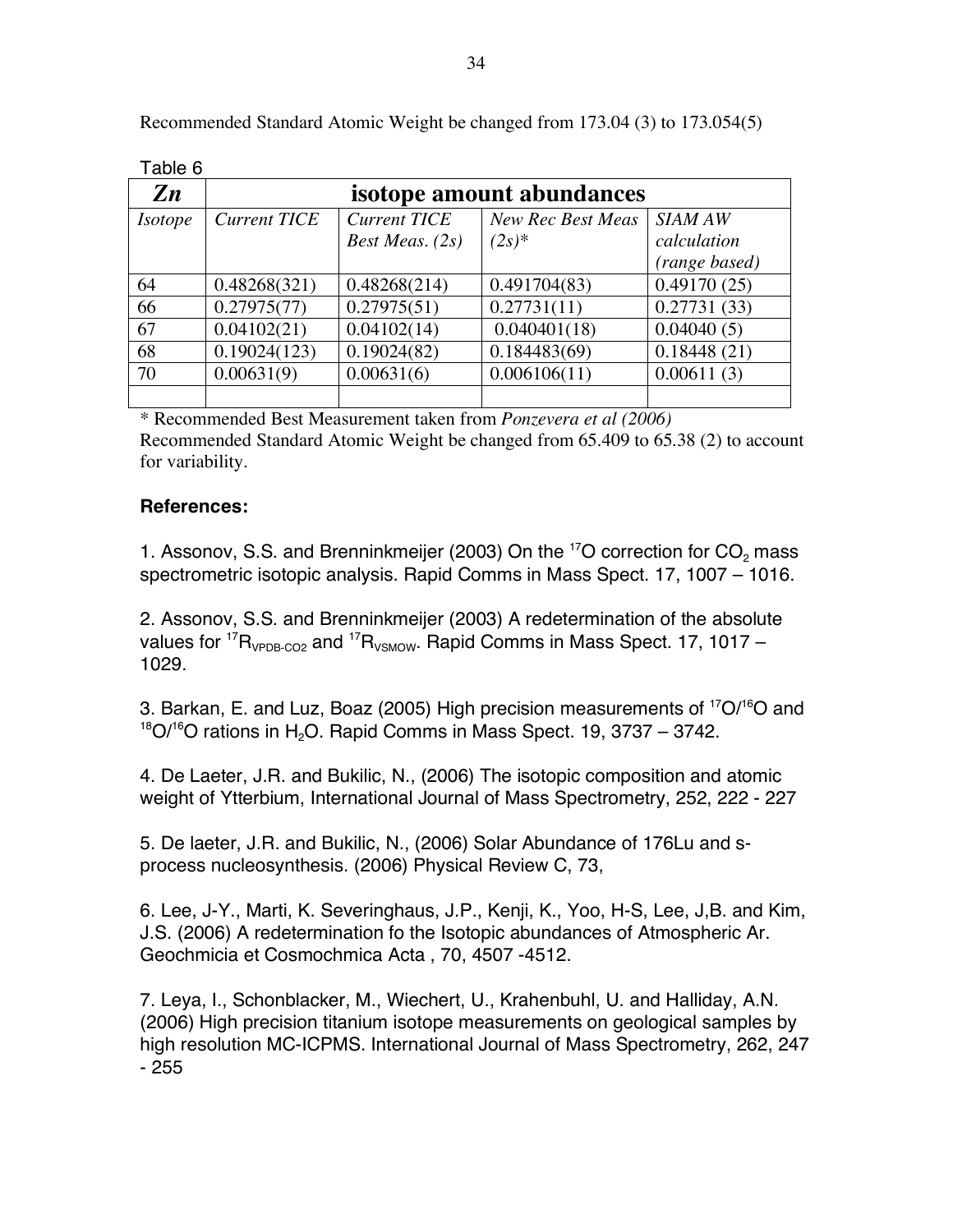Recommended Standard Atomic Weight be changed from 173.04 (3) to 173.054(5)

Table 6

| ***Zn*** | **isotope amount abundances** | | | |
|---|---|---|---|---|
| *Isotope* | *Current TICE* | *Current TICE Best Meas. (2s)* | *New Rec Best Meas (2s)** | *SIAM AW calculation (range based)* |
| 64 | 0.48268(321) | 0.48268(214) | 0.491704(83) | 0.49170 (25) |
| 66 | 0.27975(77) | 0.27975(51) | 0.27731(11) | 0.27731 (33) |
| 67 | 0.04102(21) | 0.04102(14) | 0.040401(18) | 0.04040 (5) |
| 68 | 0.19024(123) | 0.19024(82) | 0.184483(69) | 0.18448 (21) |
| 70 | 0.00631(9) | 0.00631(6) | 0.006106(11) | 0.00611 (3) |
| | | | | |

* Recommended Best Measurement taken from *Ponzevera et al (2006)*

Recommended Standard Atomic Weight be changed from 65.409 to 65.38 (2) to account for variability.

### References:

1. Assonov, S.S. and Brenninkmeijer (2003) On the $^{17}O$ correction for $CO_2$ mass spectrometric isotopic analysis. Rapid Comms in Mass Spect. 17, 1007 – 1016.

2. Assonov, S.S. and Brenninkmeijer (2003) A redetermination of the absolute values for $^{17}R_{VPDB\text{-}CO2}$ and $^{17}R_{VSMOW}$. Rapid Comms in Mass Spect. 17, 1017 – 1029.

3. Barkan, E. and Luz, Boaz (2005) High precision measurements of $^{17}O/^{16}O$ and $^{18}O/^{16}O$ rations in $H_2O$. Rapid Comms in Mass Spect. 19, 3737 – 3742.

4. De Laeter, J.R. and Bukilic, N., (2006) The isotopic composition and atomic weight of Ytterbium, International Journal of Mass Spectrometry, 252, 222 - 227

5. De laeter, J.R. and Bukilic, N., (2006) Solar Abundance of 176Lu and s-process nucleosynthesis. (2006) Physical Review C, 73,

6. Lee, J-Y., Marti, K. Severinghaus, J.P., Kenji, K., Yoo, H-S, Lee, J,B. and Kim, J.S. (2006) A redetermination fo the Isotopic abundances of Atmospheric Ar. Geochmicia et Cosmochmica Acta , 70, 4507 -4512.

7. Leya, I., Schonblacker, M., Wiechert, U., Krahenbuhl, U. and Halliday, A.N. (2006) High precision titanium isotope measurements on geological samples by high resolution MC-ICPMS. International Journal of Mass Spectrometry, 262, 247 - 255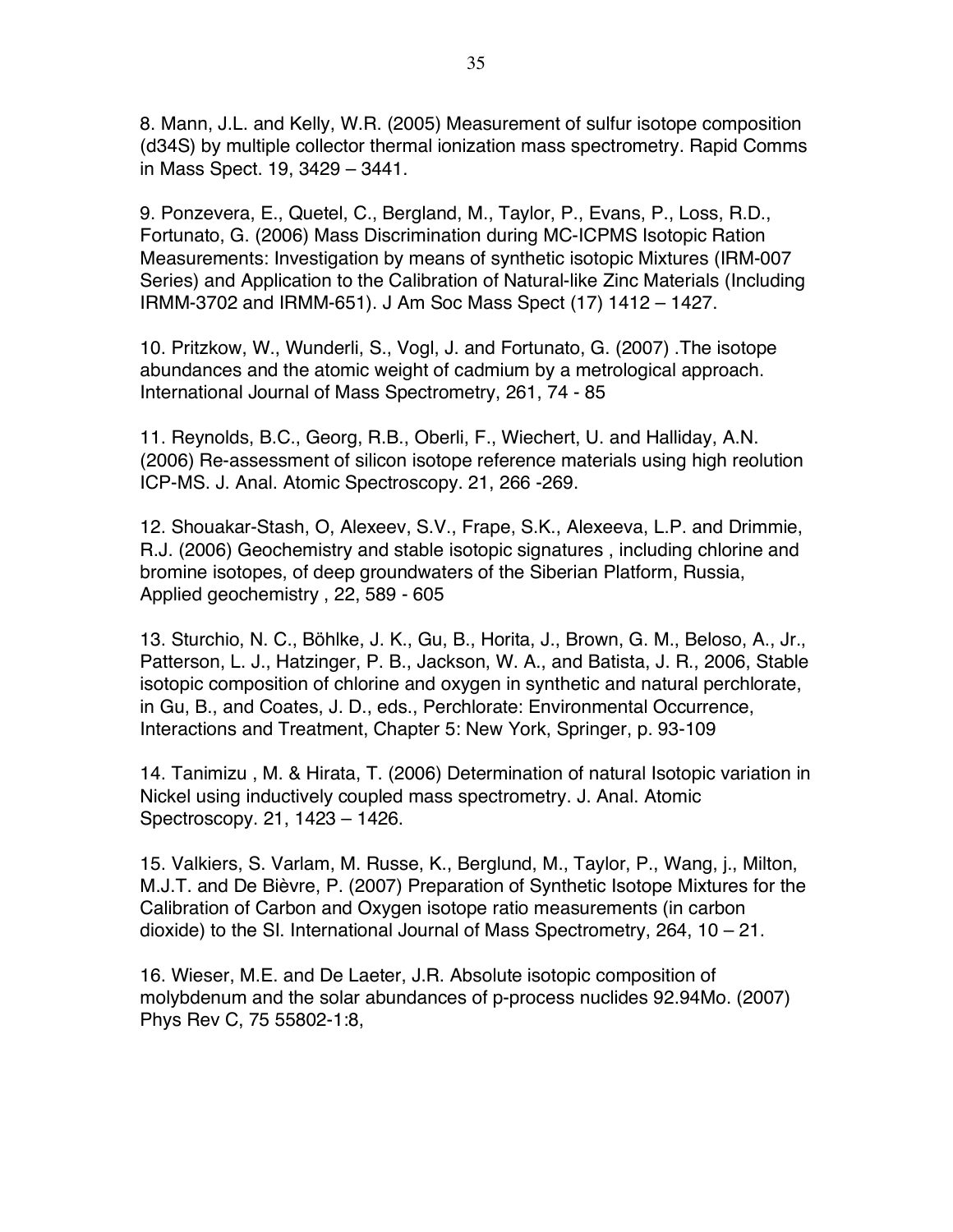8. Mann, J.L. and Kelly, W.R. (2005) Measurement of sulfur isotope composition (d34S) by multiple collector thermal ionization mass spectrometry. Rapid Comms in Mass Spect. 19, 3429 – 3441.

9. Ponzevera, E., Quetel, C., Bergland, M., Taylor, P., Evans, P., Loss, R.D., Fortunato, G. (2006) Mass Discrimination during MC-ICPMS Isotopic Ration Measurements: Investigation by means of synthetic isotopic Mixtures (IRM-007 Series) and Application to the Calibration of Natural-like Zinc Materials (Including IRMM-3702 and IRMM-651). J Am Soc Mass Spect (17) 1412 – 1427.

10. Pritzkow, W., Wunderli, S., Vogl, J. and Fortunato, G. (2007) .The isotope abundances and the atomic weight of cadmium by a metrological approach. International Journal of Mass Spectrometry, 261, 74 - 85

11. Reynolds, B.C., Georg, R.B., Oberli, F., Wiechert, U. and Halliday, A.N. (2006) Re-assessment of silicon isotope reference materials using high reolution ICP-MS. J. Anal. Atomic Spectroscopy. 21, 266 -269.

12. Shouakar-Stash, O, Alexeev, S.V., Frape, S.K., Alexeeva, L.P. and Drimmie, R.J. (2006) Geochemistry and stable isotopic signatures , including chlorine and bromine isotopes, of deep groundwaters of the Siberian Platform, Russia, Applied geochemistry , 22, 589 - 605

13. Sturchio, N. C., Böhlke, J. K., Gu, B., Horita, J., Brown, G. M., Beloso, A., Jr., Patterson, L. J., Hatzinger, P. B., Jackson, W. A., and Batista, J. R., 2006, Stable isotopic composition of chlorine and oxygen in synthetic and natural perchlorate, in Gu, B., and Coates, J. D., eds., Perchlorate: Environmental Occurrence, Interactions and Treatment, Chapter 5: New York, Springer, p. 93-109

14. Tanimizu , M. & Hirata, T. (2006) Determination of natural Isotopic variation in Nickel using inductively coupled mass spectrometry. J. Anal. Atomic Spectroscopy. 21, 1423 – 1426.

15. Valkiers, S. Varlam, M. Russe, K., Berglund, M., Taylor, P., Wang, j., Milton, M.J.T. and De Bièvre, P. (2007) Preparation of Synthetic Isotope Mixtures for the Calibration of Carbon and Oxygen isotope ratio measurements (in carbon dioxide) to the SI. International Journal of Mass Spectrometry, 264, 10 – 21.

16. Wieser, M.E. and De Laeter, J.R. Absolute isotopic composition of molybdenum and the solar abundances of p-process nuclides 92.94Mo. (2007) Phys Rev C, 75 55802-1:8,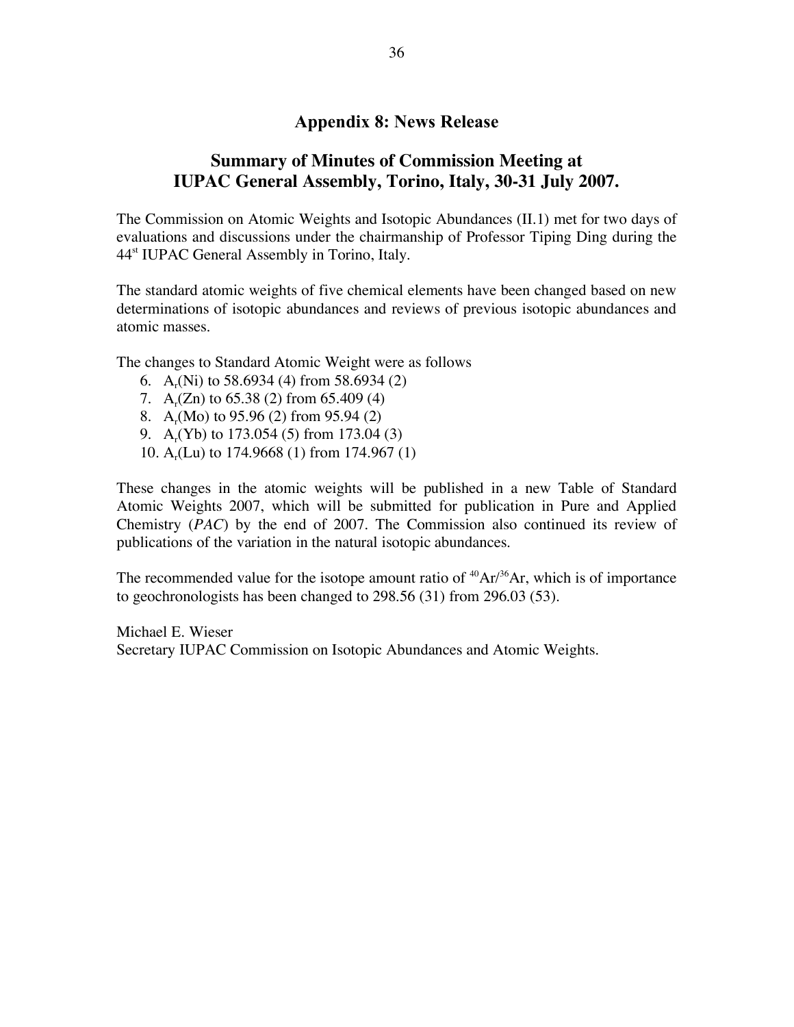## Appendix 8: News Release

## Summary of Minutes of Commission Meeting at IUPAC General Assembly, Torino, Italy, 30-31 July 2007.

The Commission on Atomic Weights and Isotopic Abundances (II.1) met for two days of evaluations and discussions under the chairmanship of Professor Tiping Ding during the 44st IUPAC General Assembly in Torino, Italy.

The standard atomic weights of five chemical elements have been changed based on new determinations of isotopic abundances and reviews of previous isotopic abundances and atomic masses.

The changes to Standard Atomic Weight were as follows

6. $A_r$(Ni) to 58.6934 (4) from 58.6934 (2)
7. $A_r$(Zn) to 65.38 (2) from 65.409 (4)
8. $A_r$(Mo) to 95.96 (2) from 95.94 (2)
9. $A_r$(Yb) to 173.054 (5) from 173.04 (3)
10. $A_r$(Lu) to 174.9668 (1) from 174.967 (1)

These changes in the atomic weights will be published in a new Table of Standard Atomic Weights 2007, which will be submitted for publication in Pure and Applied Chemistry (*PAC*) by the end of 2007. The Commission also continued its review of publications of the variation in the natural isotopic abundances.

The recommended value for the isotope amount ratio of $^{40}Ar/^{36}Ar$, which is of importance to geochronologists has been changed to 298.56 (31) from 296.03 (53).

Michael E. Wieser
Secretary IUPAC Commission on Isotopic Abundances and Atomic Weights.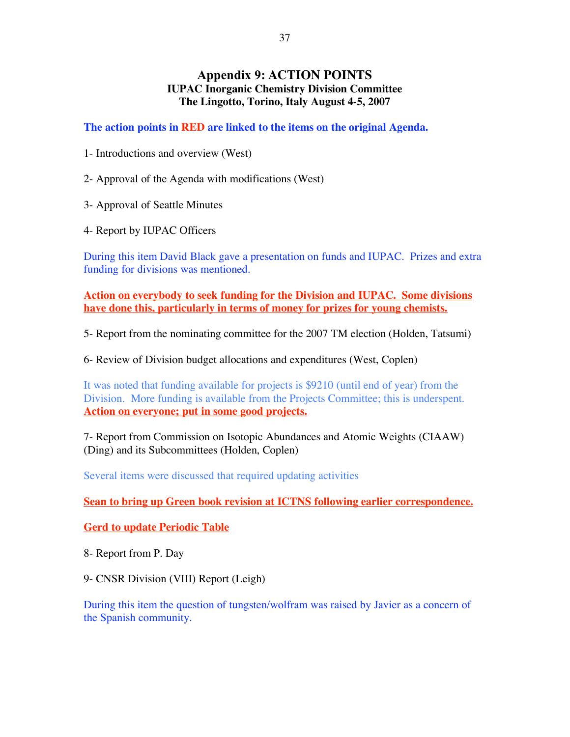# Appendix 9: ACTION POINTS

### IUPAC Inorganic Chemistry Division Committee
### The Lingotto, Torino, Italy August 4-5, 2007

**The action points in RED are linked to the items on the original Agenda.**

1- Introductions and overview (West)

2- Approval of the Agenda with modifications (West)

3- Approval of Seattle Minutes

4- Report by IUPAC Officers

During this item David Black gave a presentation on funds and IUPAC. Prizes and extra funding for divisions was mentioned.

**Action on everybody to seek funding for the Division and IUPAC. Some divisions have done this, particularly in terms of money for prizes for young chemists.**

5- Report from the nominating committee for the 2007 TM election (Holden, Tatsumi)

6- Review of Division budget allocations and expenditures (West, Coplen)

It was noted that funding available for projects is $9210 (until end of year) from the Division. More funding is available from the Projects Committee; this is underspent. **Action on everyone; put in some good projects.**

7- Report from Commission on Isotopic Abundances and Atomic Weights (CIAAW) (Ding) and its Subcommittees (Holden, Coplen)

Several items were discussed that required updating activities

**Sean to bring up Green book revision at ICTNS following earlier correspondence.**

**Gerd to update Periodic Table**

8- Report from P. Day

9- CNSR Division (VIII) Report (Leigh)

During this item the question of tungsten/wolfram was raised by Javier as a concern of the Spanish community.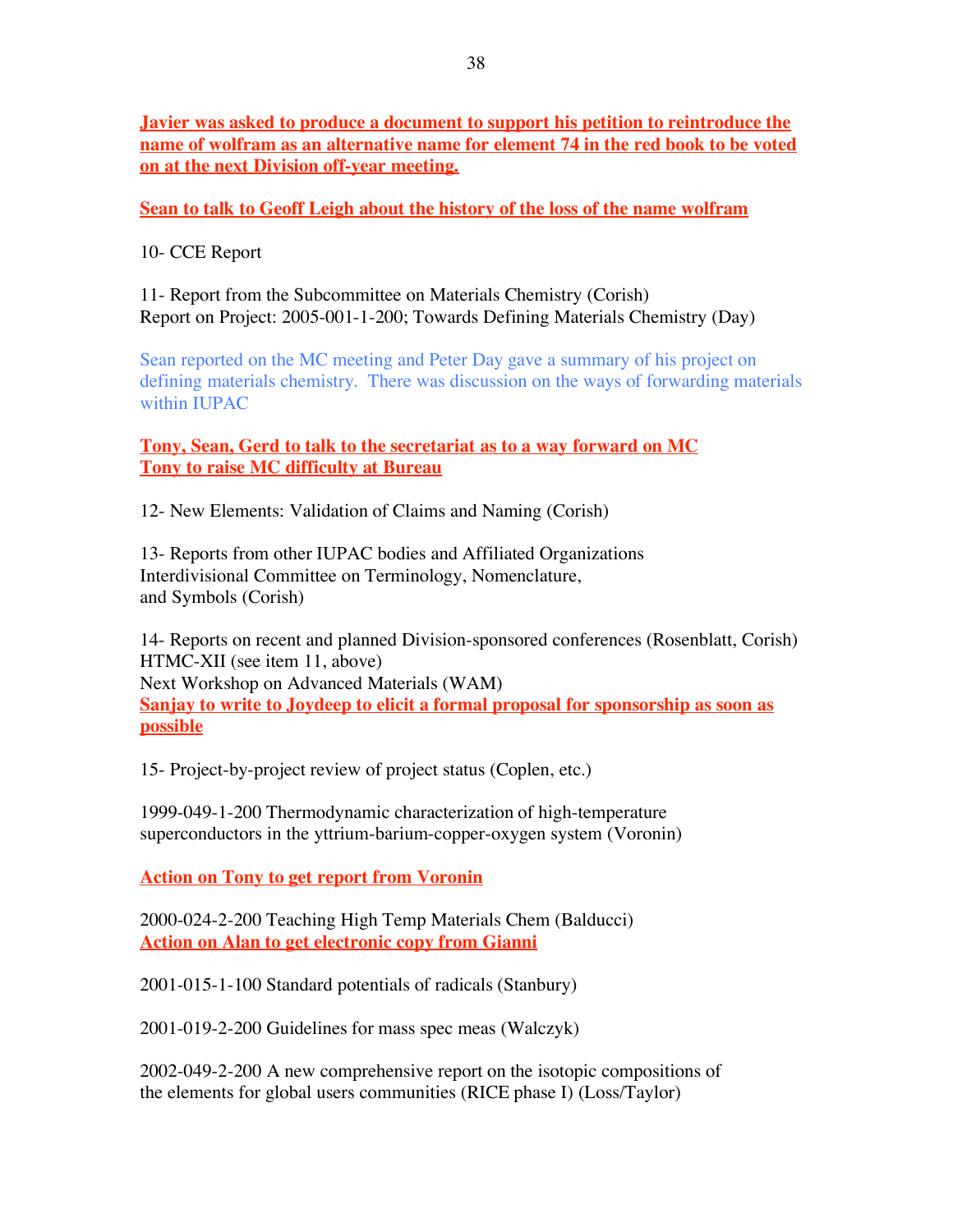**Javier was asked to produce a document to support his petition to reintroduce the name of wolfram as an alternative name for element 74 in the red book to be voted on at the next Division off-year meeting.**

**Sean to talk to Geoff Leigh about the history of the loss of the name wolfram**

10- CCE Report

11- Report from the Subcommittee on Materials Chemistry (Corish)
Report on Project: 2005-001-1-200; Towards Defining Materials Chemistry (Day)

Sean reported on the MC meeting and Peter Day gave a summary of his project on defining materials chemistry. There was discussion on the ways of forwarding materials within IUPAC

**Tony, Sean, Gerd to talk to the secretariat as to a way forward on MC**
**Tony to raise MC difficulty at Bureau**

12- New Elements: Validation of Claims and Naming (Corish)

13- Reports from other IUPAC bodies and Affiliated Organizations
Interdivisional Committee on Terminology, Nomenclature, and Symbols (Corish)

14- Reports on recent and planned Division-sponsored conferences (Rosenblatt, Corish)
HTMC-XII (see item 11, above)
Next Workshop on Advanced Materials (WAM)
**Sanjay to write to Joydeep to elicit a formal proposal for sponsorship as soon as possible**

15- Project-by-project review of project status (Coplen, etc.)

1999-049-1-200 Thermodynamic characterization of high-temperature superconductors in the yttrium-barium-copper-oxygen system (Voronin)

**Action on Tony to get report from Voronin**

2000-024-2-200 Teaching High Temp Materials Chem (Balducci)
**Action on Alan to get electronic copy from Gianni**

2001-015-1-100 Standard potentials of radicals (Stanbury)

2001-019-2-200 Guidelines for mass spec meas (Walczyk)

2002-049-2-200 A new comprehensive report on the isotopic compositions of the elements for global users communities (RICE phase I) (Loss/Taylor)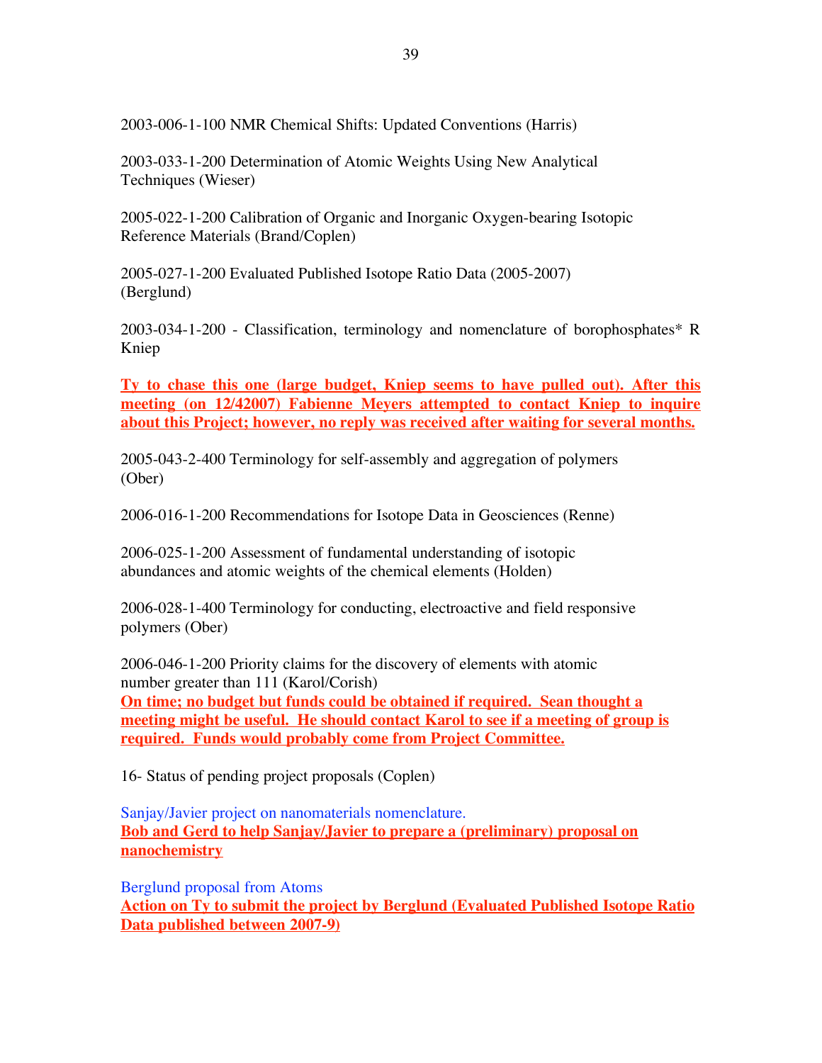2003-006-1-100 NMR Chemical Shifts: Updated Conventions (Harris)

2003-033-1-200 Determination of Atomic Weights Using New Analytical Techniques (Wieser)

2005-022-1-200 Calibration of Organic and Inorganic Oxygen-bearing Isotopic Reference Materials (Brand/Coplen)

2005-027-1-200 Evaluated Published Isotope Ratio Data (2005-2007) (Berglund)

2003-034-1-200 - Classification, terminology and nomenclature of borophosphates* R Kniep

**Ty to chase this one (large budget, Kniep seems to have pulled out). After this meeting (on 12/42007) Fabienne Meyers attempted to contact Kniep to inquire about this Project; however, no reply was received after waiting for several months.**

2005-043-2-400 Terminology for self-assembly and aggregation of polymers (Ober)

2006-016-1-200 Recommendations for Isotope Data in Geosciences (Renne)

2006-025-1-200 Assessment of fundamental understanding of isotopic abundances and atomic weights of the chemical elements (Holden)

2006-028-1-400 Terminology for conducting, electroactive and field responsive polymers (Ober)

2006-046-1-200 Priority claims for the discovery of elements with atomic number greater than 111 (Karol/Corish)
**On time; no budget but funds could be obtained if required. Sean thought a meeting might be useful. He should contact Karol to see if a meeting of group is required. Funds would probably come from Project Committee.**

16- Status of pending project proposals (Coplen)

Sanjay/Javier project on nanomaterials nomenclature.
**Bob and Gerd to help Sanjay/Javier to prepare a (preliminary) proposal on nanochemistry**

Berglund proposal from Atoms
**Action on Ty to submit the project by Berglund (Evaluated Published Isotope Ratio Data published between 2007-9)**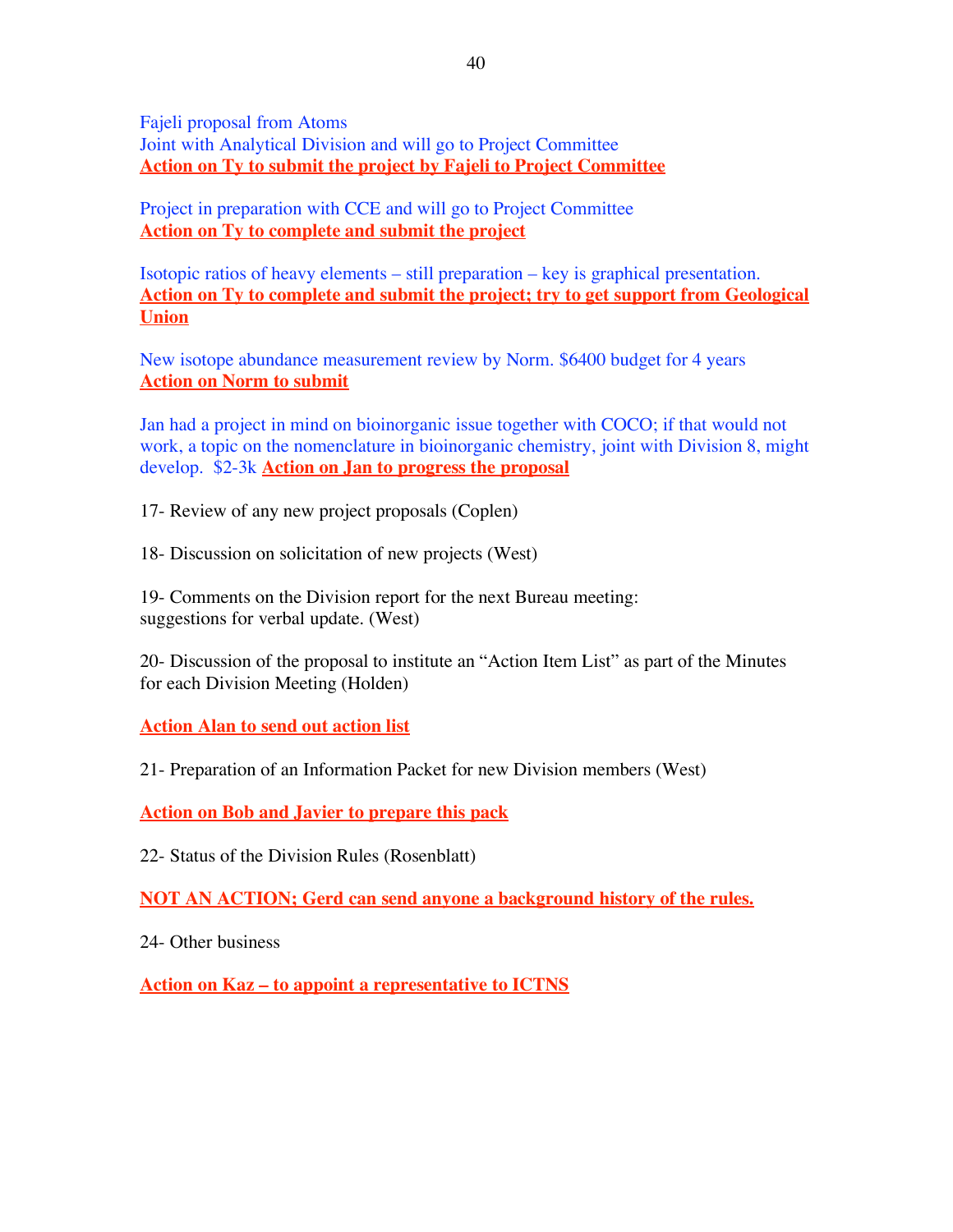Fajeli proposal from Atoms
Joint with Analytical Division and will go to Project Committee
**Action on Ty to submit the project by Fajeli to Project Committee**

Project in preparation with CCE and will go to Project Committee
**Action on Ty to complete and submit the project**

Isotopic ratios of heavy elements – still preparation – key is graphical presentation.
**Action on Ty to complete and submit the project; try to get support from Geological Union**

New isotope abundance measurement review by Norm. $6400 budget for 4 years
**Action on Norm to submit**

Jan had a project in mind on bioinorganic issue together with COCO; if that would not work, a topic on the nomenclature in bioinorganic chemistry, joint with Division 8, might develop. $2-3k **Action on Jan to progress the proposal**

17- Review of any new project proposals (Coplen)

18- Discussion on solicitation of new projects (West)

19- Comments on the Division report for the next Bureau meeting:
suggestions for verbal update. (West)

20- Discussion of the proposal to institute an "Action Item List" as part of the Minutes for each Division Meeting (Holden)

**Action Alan to send out action list**

21- Preparation of an Information Packet for new Division members (West)

**Action on Bob and Javier to prepare this pack**

22- Status of the Division Rules (Rosenblatt)

**NOT AN ACTION; Gerd can send anyone a background history of the rules.**

24- Other business

**Action on Kaz – to appoint a representative to ICTNS**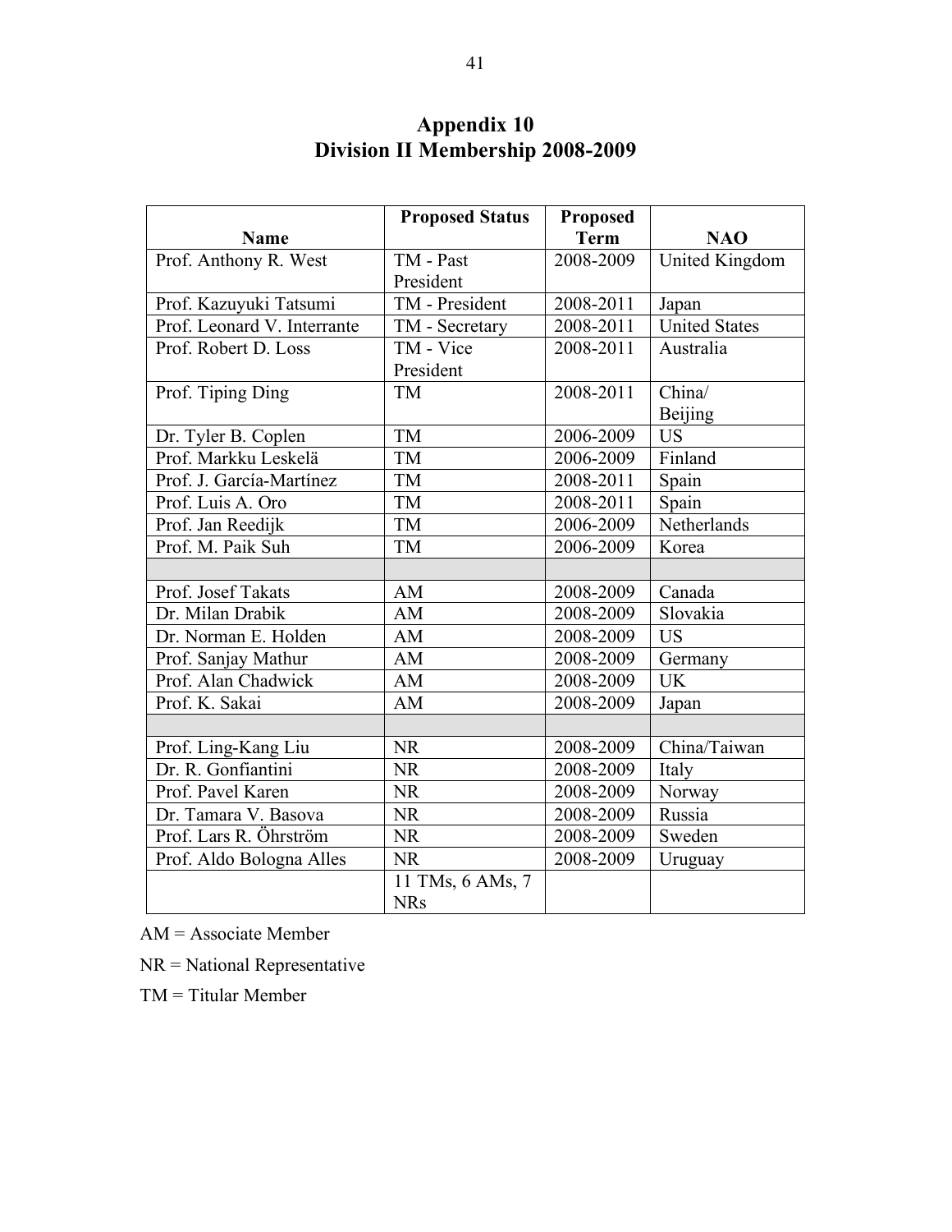# Appendix 10
## Division II Membership 2008-2009

| Name | Proposed Status | Proposed Term | NAO |
|---|---|---|---|
| Prof. Anthony R. West | TM - Past President | 2008-2009 | United Kingdom |
| Prof. Kazuyuki Tatsumi | TM - President | 2008-2011 | Japan |
| Prof. Leonard V. Interrante | TM - Secretary | 2008-2011 | United States |
| Prof. Robert D. Loss | TM - Vice President | 2008-2011 | Australia |
| Prof. Tiping Ding | TM | 2008-2011 | China/ Beijing |
| Dr. Tyler B. Coplen | TM | 2006-2009 | US |
| Prof. Markku Leskelä | TM | 2006-2009 | Finland |
| Prof. J. García-Martínez | TM | 2008-2011 | Spain |
| Prof. Luis A. Oro | TM | 2008-2011 | Spain |
| Prof. Jan Reedijk | TM | 2006-2009 | Netherlands |
| Prof. M. Paik Suh | TM | 2006-2009 | Korea |
| | | | |
| Prof. Josef Takats | AM | 2008-2009 | Canada |
| Dr. Milan Drabik | AM | 2008-2009 | Slovakia |
| Dr. Norman E. Holden | AM | 2008-2009 | US |
| Prof. Sanjay Mathur | AM | 2008-2009 | Germany |
| Prof. Alan Chadwick | AM | 2008-2009 | UK |
| Prof. K. Sakai | AM | 2008-2009 | Japan |
| | | | |
| Prof. Ling-Kang Liu | NR | 2008-2009 | China/Taiwan |
| Dr. R. Gonfiantini | NR | 2008-2009 | Italy |
| Prof. Pavel Karen | NR | 2008-2009 | Norway |
| Dr. Tamara V. Basova | NR | 2008-2009 | Russia |
| Prof. Lars R. Öhrström | NR | 2008-2009 | Sweden |
| Prof. Aldo Bologna Alles | NR | 2008-2009 | Uruguay |
| | 11 TMs, 6 AMs, 7 NRs | | |

AM = Associate Member

NR = National Representative

TM = Titular Member